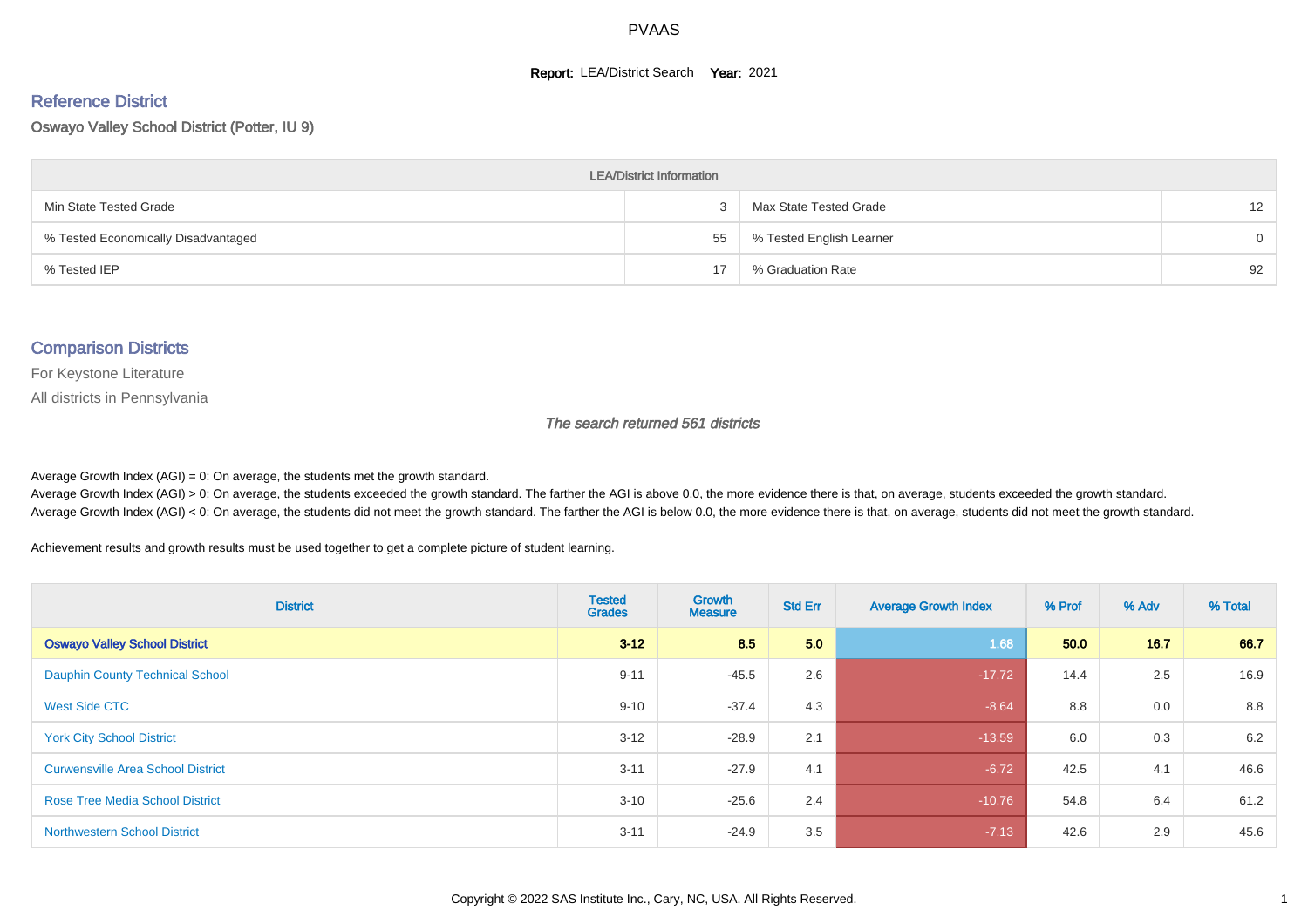# PVAAS

**Report:** LEA/District Search **Year:** 2021

## Reference District

Oswayo Valley School District (Potter, IU 9)

| LEA/District Information | | | |
|---|---|---|---|
| Min State Tested Grade | 3 | Max State Tested Grade | 12 |
| % Tested Economically Disadvantaged | 55 | % Tested English Learner | 0 |
| % Tested IEP | 17 | % Graduation Rate | 92 |

## Comparison Districts

For Keystone Literature

All districts in Pennsylvania

*The search returned 561 districts*

Average Growth Index (AGI) = 0: On average, the students met the growth standard.
Average Growth Index (AGI) > 0: On average, the students exceeded the growth standard. The farther the AGI is above 0.0, the more evidence there is that, on average, students exceeded the growth standard.
Average Growth Index (AGI) < 0: On average, the students did not meet the growth standard. The farther the AGI is below 0.0, the more evidence there is that, on average, students did not meet the growth standard.

Achievement results and growth results must be used together to get a complete picture of student learning.

| District | Tested Grades | Growth Measure | Std Err | Average Growth Index | % Prof | % Adv | % Total |
|---|---|---|---|---|---|---|---|
| **Oswayo Valley School District** | **3-12** | **8.5** | **5.0** | **1.68** | **50.0** | **16.7** | **66.7** |
| Dauphin County Technical School | 9-11 | -45.5 | 2.6 | -17.72 | 14.4 | 2.5 | 16.9 |
| West Side CTC | 9-10 | -37.4 | 4.3 | -8.64 | 8.8 | 0.0 | 8.8 |
| York City School District | 3-12 | -28.9 | 2.1 | -13.59 | 6.0 | 0.3 | 6.2 |
| Curwensville Area School District | 3-11 | -27.9 | 4.1 | -6.72 | 42.5 | 4.1 | 46.6 |
| Rose Tree Media School District | 3-10 | -25.6 | 2.4 | -10.76 | 54.8 | 6.4 | 61.2 |
| Northwestern School District | 3-11 | -24.9 | 3.5 | -7.13 | 42.6 | 2.9 | 45.6 |

Copyright © 2022 SAS Institute Inc., Cary, NC, USA. All Rights Reserved.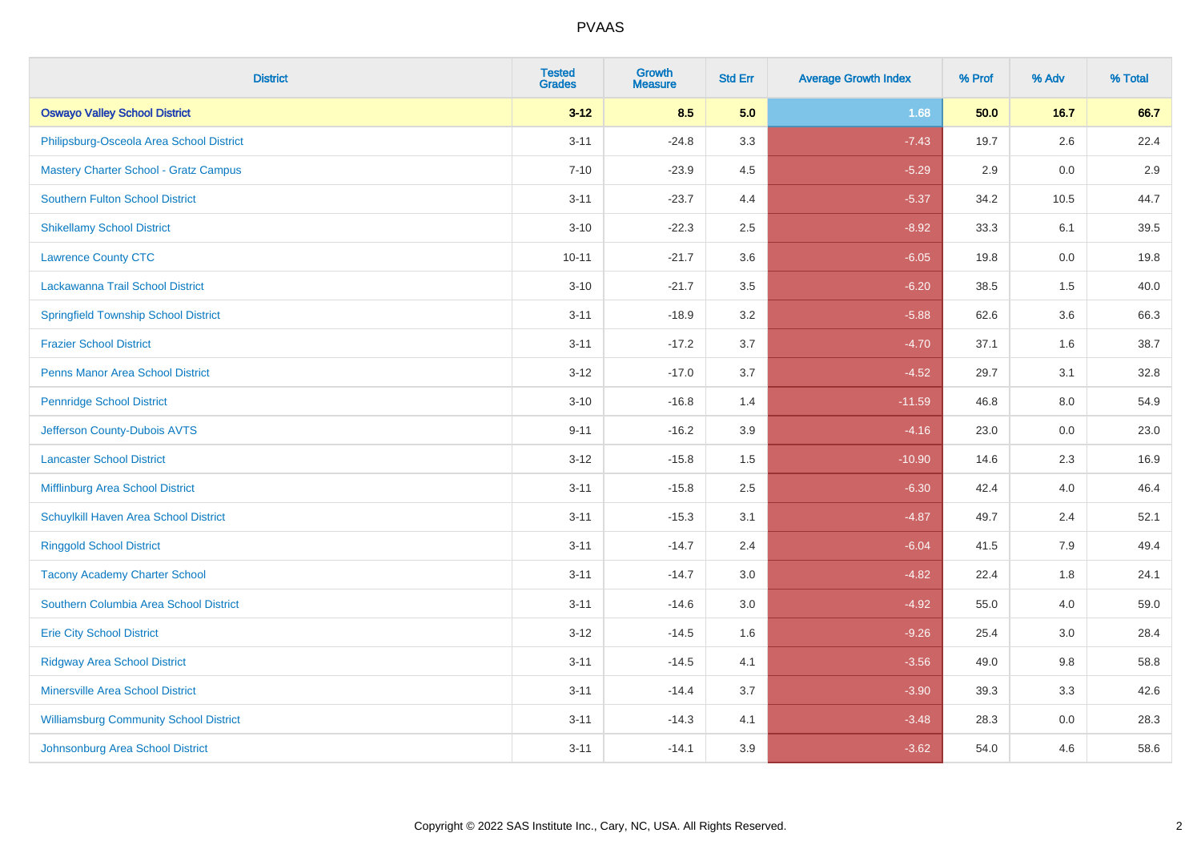# PVAAS

| District | Tested Grades | Growth Measure | Std Err | Average Growth Index | % Prof | % Adv | % Total |
|---|---|---|---|---|---|---|---|
| **Oswayo Valley School District** | **3-12** | **8.5** | **5.0** | **1.68** | **50.0** | **16.7** | **66.7** |
| Philipsburg-Osceola Area School District | 3-11 | -24.8 | 3.3 | -7.43 | 19.7 | 2.6 | 22.4 |
| Mastery Charter School - Gratz Campus | 7-10 | -23.9 | 4.5 | -5.29 | 2.9 | 0.0 | 2.9 |
| Southern Fulton School District | 3-11 | -23.7 | 4.4 | -5.37 | 34.2 | 10.5 | 44.7 |
| Shikellamy School District | 3-10 | -22.3 | 2.5 | -8.92 | 33.3 | 6.1 | 39.5 |
| Lawrence County CTC | 10-11 | -21.7 | 3.6 | -6.05 | 19.8 | 0.0 | 19.8 |
| Lackawanna Trail School District | 3-10 | -21.7 | 3.5 | -6.20 | 38.5 | 1.5 | 40.0 |
| Springfield Township School District | 3-11 | -18.9 | 3.2 | -5.88 | 62.6 | 3.6 | 66.3 |
| Frazier School District | 3-11 | -17.2 | 3.7 | -4.70 | 37.1 | 1.6 | 38.7 |
| Penns Manor Area School District | 3-12 | -17.0 | 3.7 | -4.52 | 29.7 | 3.1 | 32.8 |
| Pennridge School District | 3-10 | -16.8 | 1.4 | -11.59 | 46.8 | 8.0 | 54.9 |
| Jefferson County-Dubois AVTS | 9-11 | -16.2 | 3.9 | -4.16 | 23.0 | 0.0 | 23.0 |
| Lancaster School District | 3-12 | -15.8 | 1.5 | -10.90 | 14.6 | 2.3 | 16.9 |
| Mifflinburg Area School District | 3-11 | -15.8 | 2.5 | -6.30 | 42.4 | 4.0 | 46.4 |
| Schuylkill Haven Area School District | 3-11 | -15.3 | 3.1 | -4.87 | 49.7 | 2.4 | 52.1 |
| Ringgold School District | 3-11 | -14.7 | 2.4 | -6.04 | 41.5 | 7.9 | 49.4 |
| Tacony Academy Charter School | 3-11 | -14.7 | 3.0 | -4.82 | 22.4 | 1.8 | 24.1 |
| Southern Columbia Area School District | 3-11 | -14.6 | 3.0 | -4.92 | 55.0 | 4.0 | 59.0 |
| Erie City School District | 3-12 | -14.5 | 1.6 | -9.26 | 25.4 | 3.0 | 28.4 |
| Ridgway Area School District | 3-11 | -14.5 | 4.1 | -3.56 | 49.0 | 9.8 | 58.8 |
| Minersville Area School District | 3-11 | -14.4 | 3.7 | -3.90 | 39.3 | 3.3 | 42.6 |
| Williamsburg Community School District | 3-11 | -14.3 | 4.1 | -3.48 | 28.3 | 0.0 | 28.3 |
| Johnsonburg Area School District | 3-11 | -14.1 | 3.9 | -3.62 | 54.0 | 4.6 | 58.6 |

Copyright © 2022 SAS Institute Inc., Cary, NC, USA. All Rights Reserved.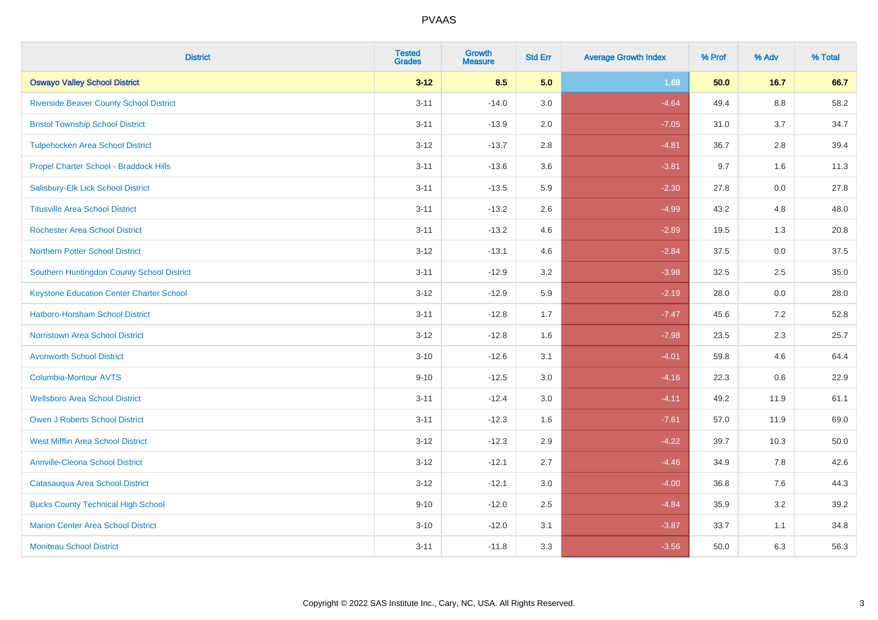| District | Tested Grades | Growth Measure | Std Err | Average Growth Index | % Prof | % Adv | % Total |
|---|---|---|---|---|---|---|---|
| **Oswayo Valley School District** | **3-12** | **8.5** | **5.0** | **1.68** | **50.0** | **16.7** | **66.7** |
| Riverside Beaver County School District | 3-11 | -14.0 | 3.0 | -4.64 | 49.4 | 8.8 | 58.2 |
| Bristol Township School District | 3-11 | -13.9 | 2.0 | -7.05 | 31.0 | 3.7 | 34.7 |
| Tulpehocken Area School District | 3-12 | -13.7 | 2.8 | -4.81 | 36.7 | 2.8 | 39.4 |
| Propel Charter School - Braddock Hills | 3-11 | -13.6 | 3.6 | -3.81 | 9.7 | 1.6 | 11.3 |
| Salisbury-Elk Lick School District | 3-11 | -13.5 | 5.9 | -2.30 | 27.8 | 0.0 | 27.8 |
| Titusville Area School District | 3-11 | -13.2 | 2.6 | -4.99 | 43.2 | 4.8 | 48.0 |
| Rochester Area School District | 3-11 | -13.2 | 4.6 | -2.89 | 19.5 | 1.3 | 20.8 |
| Northern Potter School District | 3-12 | -13.1 | 4.6 | -2.84 | 37.5 | 0.0 | 37.5 |
| Southern Huntingdon County School District | 3-11 | -12.9 | 3.2 | -3.98 | 32.5 | 2.5 | 35.0 |
| Keystone Education Center Charter School | 3-12 | -12.9 | 5.9 | -2.19 | 28.0 | 0.0 | 28.0 |
| Hatboro-Horsham School District | 3-11 | -12.8 | 1.7 | -7.47 | 45.6 | 7.2 | 52.8 |
| Norristown Area School District | 3-12 | -12.8 | 1.6 | -7.98 | 23.5 | 2.3 | 25.7 |
| Avonworth School District | 3-10 | -12.6 | 3.1 | -4.01 | 59.8 | 4.6 | 64.4 |
| Columbia-Montour AVTS | 9-10 | -12.5 | 3.0 | -4.16 | 22.3 | 0.6 | 22.9 |
| Wellsboro Area School District | 3-11 | -12.4 | 3.0 | -4.11 | 49.2 | 11.9 | 61.1 |
| Owen J Roberts School District | 3-11 | -12.3 | 1.6 | -7.61 | 57.0 | 11.9 | 69.0 |
| West Mifflin Area School District | 3-12 | -12.3 | 2.9 | -4.22 | 39.7 | 10.3 | 50.0 |
| Annville-Cleona School District | 3-12 | -12.1 | 2.7 | -4.46 | 34.9 | 7.8 | 42.6 |
| Catasauqua Area School District | 3-12 | -12.1 | 3.0 | -4.00 | 36.8 | 7.6 | 44.3 |
| Bucks County Technical High School | 9-10 | -12.0 | 2.5 | -4.84 | 35.9 | 3.2 | 39.2 |
| Marion Center Area School District | 3-10 | -12.0 | 3.1 | -3.87 | 33.7 | 1.1 | 34.8 |
| Moniteau School District | 3-11 | -11.8 | 3.3 | -3.56 | 50.0 | 6.3 | 56.3 |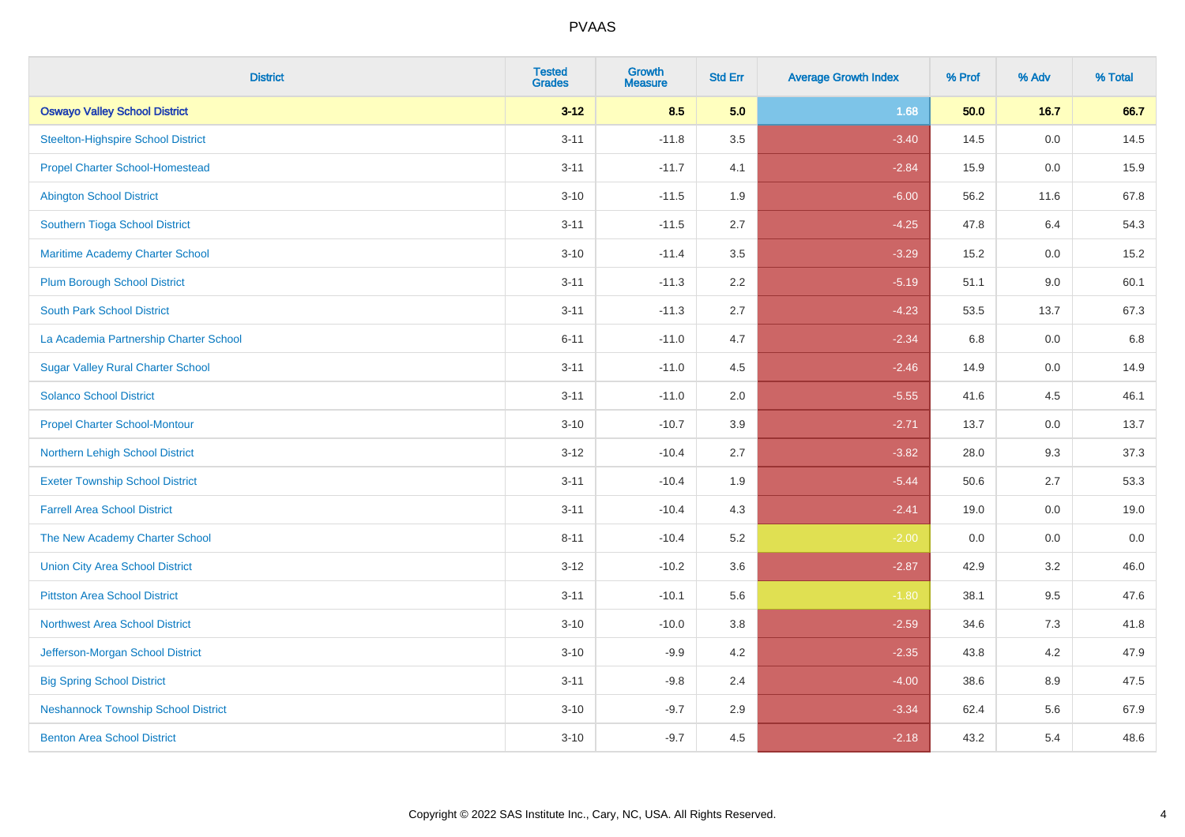# PVAAS

| District | Tested Grades | Growth Measure | Std Err | Average Growth Index | % Prof | % Adv | % Total |
|---|---|---|---|---|---|---|---|
| **Oswayo Valley School District** | **3-12** | **8.5** | **5.0** | **1.68** | **50.0** | **16.7** | **66.7** |
| Steelton-Highspire School District | 3-11 | -11.8 | 3.5 | -3.40 | 14.5 | 0.0 | 14.5 |
| Propel Charter School-Homestead | 3-11 | -11.7 | 4.1 | -2.84 | 15.9 | 0.0 | 15.9 |
| Abington School District | 3-10 | -11.5 | 1.9 | -6.00 | 56.2 | 11.6 | 67.8 |
| Southern Tioga School District | 3-11 | -11.5 | 2.7 | -4.25 | 47.8 | 6.4 | 54.3 |
| Maritime Academy Charter School | 3-10 | -11.4 | 3.5 | -3.29 | 15.2 | 0.0 | 15.2 |
| Plum Borough School District | 3-11 | -11.3 | 2.2 | -5.19 | 51.1 | 9.0 | 60.1 |
| South Park School District | 3-11 | -11.3 | 2.7 | -4.23 | 53.5 | 13.7 | 67.3 |
| La Academia Partnership Charter School | 6-11 | -11.0 | 4.7 | -2.34 | 6.8 | 0.0 | 6.8 |
| Sugar Valley Rural Charter School | 3-11 | -11.0 | 4.5 | -2.46 | 14.9 | 0.0 | 14.9 |
| Solanco School District | 3-11 | -11.0 | 2.0 | -5.55 | 41.6 | 4.5 | 46.1 |
| Propel Charter School-Montour | 3-10 | -10.7 | 3.9 | -2.71 | 13.7 | 0.0 | 13.7 |
| Northern Lehigh School District | 3-12 | -10.4 | 2.7 | -3.82 | 28.0 | 9.3 | 37.3 |
| Exeter Township School District | 3-11 | -10.4 | 1.9 | -5.44 | 50.6 | 2.7 | 53.3 |
| Farrell Area School District | 3-11 | -10.4 | 4.3 | -2.41 | 19.0 | 0.0 | 19.0 |
| The New Academy Charter School | 8-11 | -10.4 | 5.2 | -2.00 | 0.0 | 0.0 | 0.0 |
| Union City Area School District | 3-12 | -10.2 | 3.6 | -2.87 | 42.9 | 3.2 | 46.0 |
| Pittston Area School District | 3-11 | -10.1 | 5.6 | -1.80 | 38.1 | 9.5 | 47.6 |
| Northwest Area School District | 3-10 | -10.0 | 3.8 | -2.59 | 34.6 | 7.3 | 41.8 |
| Jefferson-Morgan School District | 3-10 | -9.9 | 4.2 | -2.35 | 43.8 | 4.2 | 47.9 |
| Big Spring School District | 3-11 | -9.8 | 2.4 | -4.00 | 38.6 | 8.9 | 47.5 |
| Neshannock Township School District | 3-10 | -9.7 | 2.9 | -3.34 | 62.4 | 5.6 | 67.9 |
| Benton Area School District | 3-10 | -9.7 | 4.5 | -2.18 | 43.2 | 5.4 | 48.6 |

Copyright © 2022 SAS Institute Inc., Cary, NC, USA. All Rights Reserved.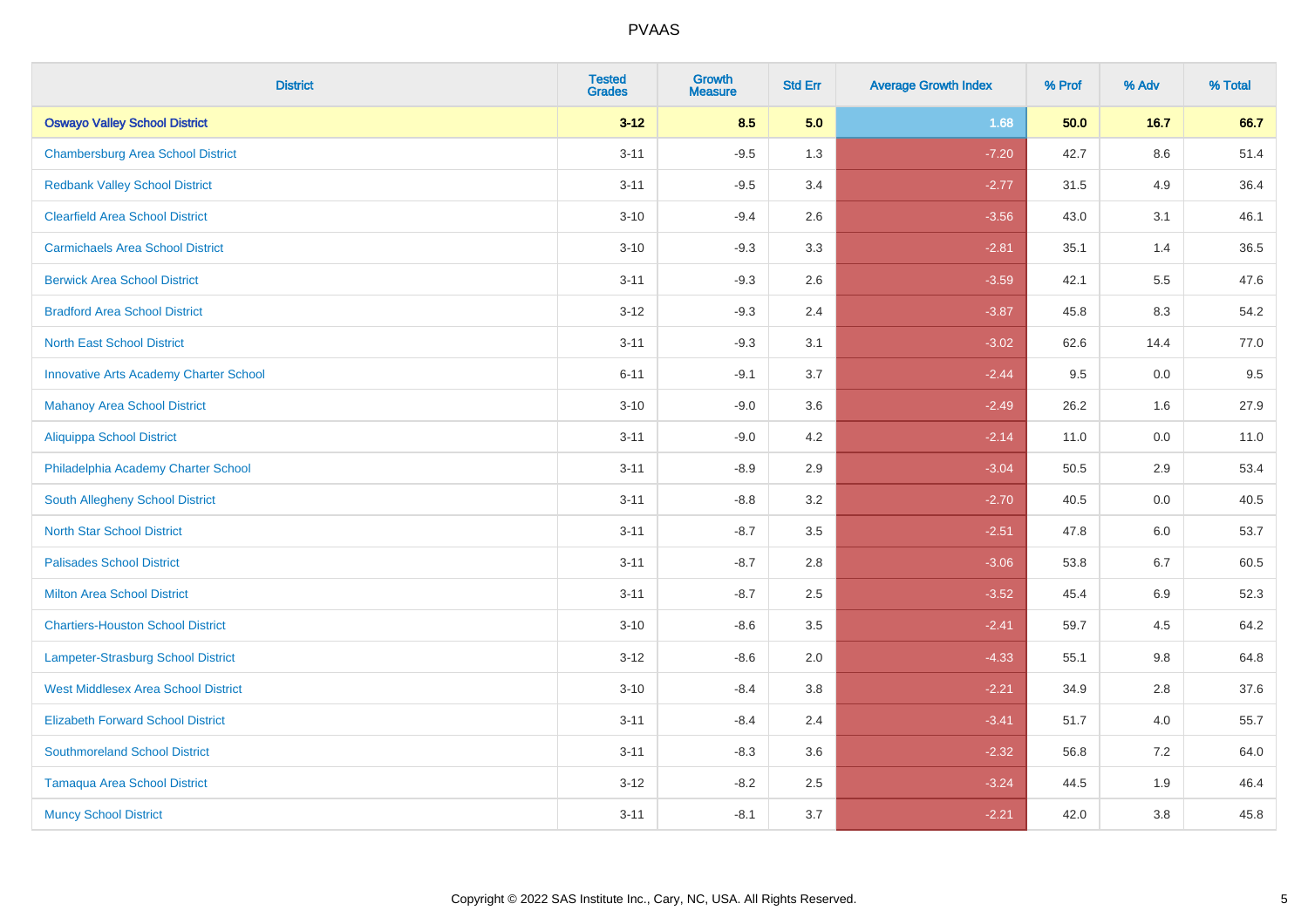# PVAAS

| District | Tested Grades | Growth Measure | Std Err | Average Growth Index | % Prof | % Adv | % Total |
|---|---|---|---|---|---|---|---|
| **Oswayo Valley School District** | **3-12** | **8.5** | **5.0** | **1.68** | **50.0** | **16.7** | **66.7** |
| Chambersburg Area School District | 3-11 | -9.5 | 1.3 | -7.20 | 42.7 | 8.6 | 51.4 |
| Redbank Valley School District | 3-11 | -9.5 | 3.4 | -2.77 | 31.5 | 4.9 | 36.4 |
| Clearfield Area School District | 3-10 | -9.4 | 2.6 | -3.56 | 43.0 | 3.1 | 46.1 |
| Carmichaels Area School District | 3-10 | -9.3 | 3.3 | -2.81 | 35.1 | 1.4 | 36.5 |
| Berwick Area School District | 3-11 | -9.3 | 2.6 | -3.59 | 42.1 | 5.5 | 47.6 |
| Bradford Area School District | 3-12 | -9.3 | 2.4 | -3.87 | 45.8 | 8.3 | 54.2 |
| North East School District | 3-11 | -9.3 | 3.1 | -3.02 | 62.6 | 14.4 | 77.0 |
| Innovative Arts Academy Charter School | 6-11 | -9.1 | 3.7 | -2.44 | 9.5 | 0.0 | 9.5 |
| Mahanoy Area School District | 3-10 | -9.0 | 3.6 | -2.49 | 26.2 | 1.6 | 27.9 |
| Aliquippa School District | 3-11 | -9.0 | 4.2 | -2.14 | 11.0 | 0.0 | 11.0 |
| Philadelphia Academy Charter School | 3-11 | -8.9 | 2.9 | -3.04 | 50.5 | 2.9 | 53.4 |
| South Allegheny School District | 3-11 | -8.8 | 3.2 | -2.70 | 40.5 | 0.0 | 40.5 |
| North Star School District | 3-11 | -8.7 | 3.5 | -2.51 | 47.8 | 6.0 | 53.7 |
| Palisades School District | 3-11 | -8.7 | 2.8 | -3.06 | 53.8 | 6.7 | 60.5 |
| Milton Area School District | 3-11 | -8.7 | 2.5 | -3.52 | 45.4 | 6.9 | 52.3 |
| Chartiers-Houston School District | 3-10 | -8.6 | 3.5 | -2.41 | 59.7 | 4.5 | 64.2 |
| Lampeter-Strasburg School District | 3-12 | -8.6 | 2.0 | -4.33 | 55.1 | 9.8 | 64.8 |
| West Middlesex Area School District | 3-10 | -8.4 | 3.8 | -2.21 | 34.9 | 2.8 | 37.6 |
| Elizabeth Forward School District | 3-11 | -8.4 | 2.4 | -3.41 | 51.7 | 4.0 | 55.7 |
| Southmoreland School District | 3-11 | -8.3 | 3.6 | -2.32 | 56.8 | 7.2 | 64.0 |
| Tamaqua Area School District | 3-12 | -8.2 | 2.5 | -3.24 | 44.5 | 1.9 | 46.4 |
| Muncy School District | 3-11 | -8.1 | 3.7 | -2.21 | 42.0 | 3.8 | 45.8 |

Copyright © 2022 SAS Institute Inc., Cary, NC, USA. All Rights Reserved.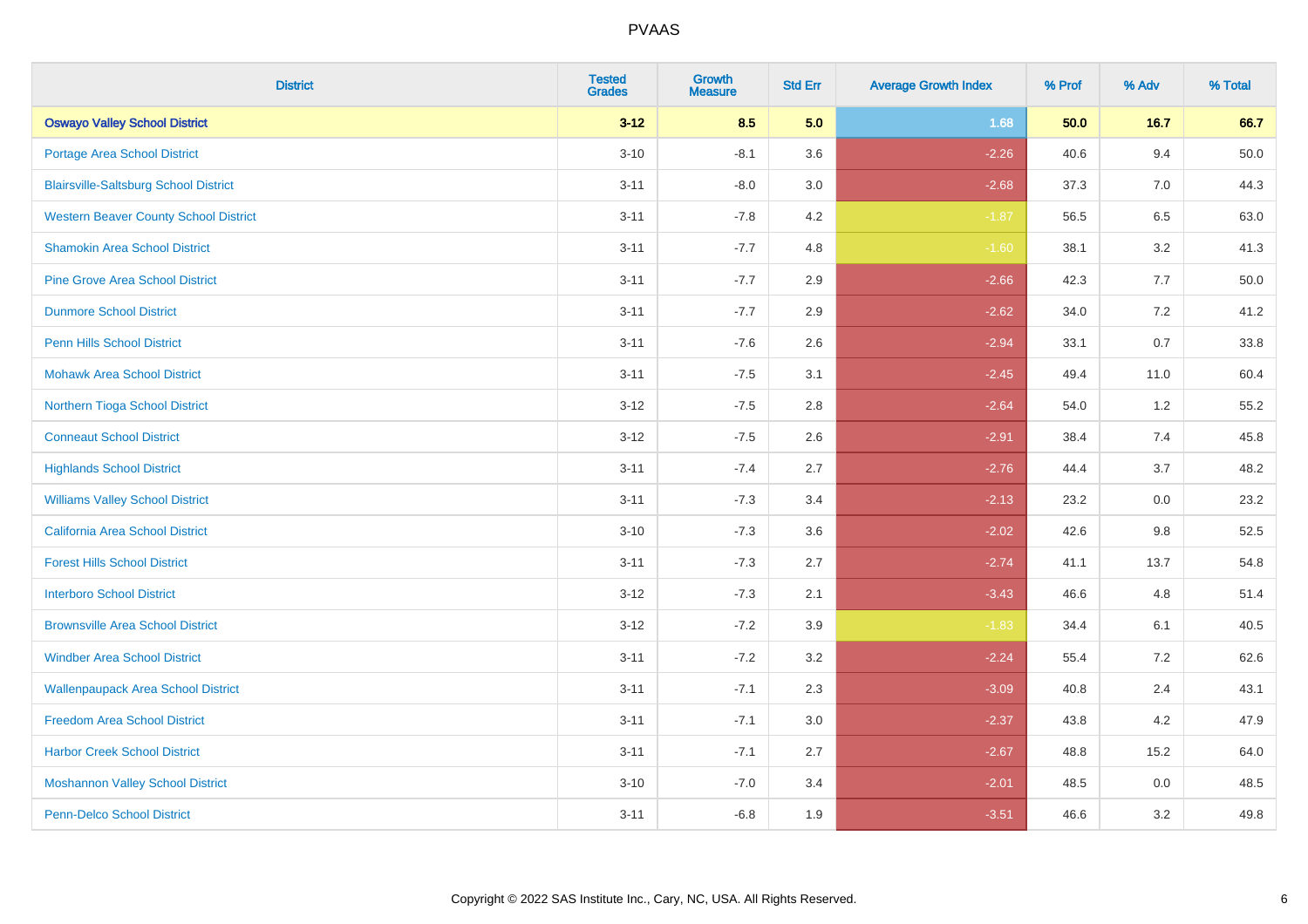| District | Tested Grades | Growth Measure | Std Err | Average Growth Index | % Prof | % Adv | % Total |
|---|---|---|---|---|---|---|---|
| **Oswayo Valley School District** | **3-12** | **8.5** | **5.0** | **1.68** | **50.0** | **16.7** | **66.7** |
| Portage Area School District | 3-10 | -8.1 | 3.6 | -2.26 | 40.6 | 9.4 | 50.0 |
| Blairsville-Saltsburg School District | 3-11 | -8.0 | 3.0 | -2.68 | 37.3 | 7.0 | 44.3 |
| Western Beaver County School District | 3-11 | -7.8 | 4.2 | -1.87 | 56.5 | 6.5 | 63.0 |
| Shamokin Area School District | 3-11 | -7.7 | 4.8 | -1.60 | 38.1 | 3.2 | 41.3 |
| Pine Grove Area School District | 3-11 | -7.7 | 2.9 | -2.66 | 42.3 | 7.7 | 50.0 |
| Dunmore School District | 3-11 | -7.7 | 2.9 | -2.62 | 34.0 | 7.2 | 41.2 |
| Penn Hills School District | 3-11 | -7.6 | 2.6 | -2.94 | 33.1 | 0.7 | 33.8 |
| Mohawk Area School District | 3-11 | -7.5 | 3.1 | -2.45 | 49.4 | 11.0 | 60.4 |
| Northern Tioga School District | 3-12 | -7.5 | 2.8 | -2.64 | 54.0 | 1.2 | 55.2 |
| Conneaut School District | 3-12 | -7.5 | 2.6 | -2.91 | 38.4 | 7.4 | 45.8 |
| Highlands School District | 3-11 | -7.4 | 2.7 | -2.76 | 44.4 | 3.7 | 48.2 |
| Williams Valley School District | 3-11 | -7.3 | 3.4 | -2.13 | 23.2 | 0.0 | 23.2 |
| California Area School District | 3-10 | -7.3 | 3.6 | -2.02 | 42.6 | 9.8 | 52.5 |
| Forest Hills School District | 3-11 | -7.3 | 2.7 | -2.74 | 41.1 | 13.7 | 54.8 |
| Interboro School District | 3-12 | -7.3 | 2.1 | -3.43 | 46.6 | 4.8 | 51.4 |
| Brownsville Area School District | 3-12 | -7.2 | 3.9 | -1.83 | 34.4 | 6.1 | 40.5 |
| Windber Area School District | 3-11 | -7.2 | 3.2 | -2.24 | 55.4 | 7.2 | 62.6 |
| Wallenpaupack Area School District | 3-11 | -7.1 | 2.3 | -3.09 | 40.8 | 2.4 | 43.1 |
| Freedom Area School District | 3-11 | -7.1 | 3.0 | -2.37 | 43.8 | 4.2 | 47.9 |
| Harbor Creek School District | 3-11 | -7.1 | 2.7 | -2.67 | 48.8 | 15.2 | 64.0 |
| Moshannon Valley School District | 3-10 | -7.0 | 3.4 | -2.01 | 48.5 | 0.0 | 48.5 |
| Penn-Delco School District | 3-11 | -6.8 | 1.9 | -3.51 | 46.6 | 3.2 | 49.8 |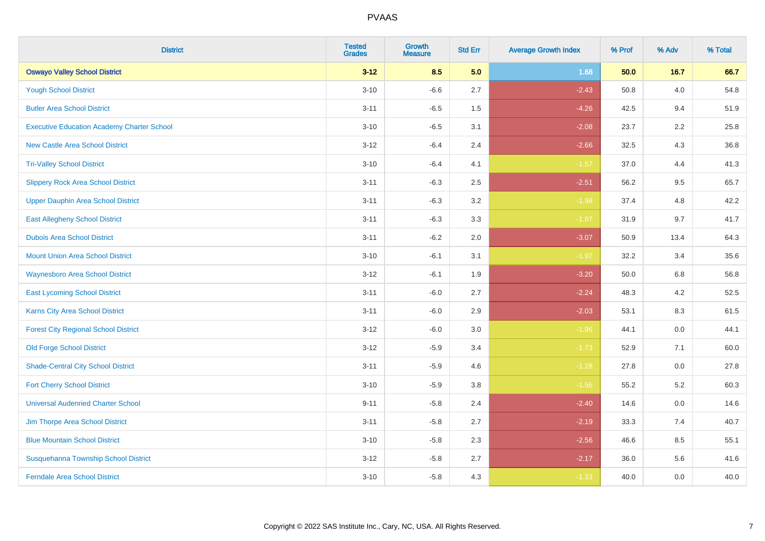# PVAAS

| District | Tested Grades | Growth Measure | Std Err | Average Growth Index | % Prof | % Adv | % Total |
|---|---|---|---|---|---|---|---|
| **Oswayo Valley School District** | **3-12** | **8.5** | **5.0** | **1.68** | **50.0** | **16.7** | **66.7** |
| Yough School District | 3-10 | -6.6 | 2.7 | -2.43 | 50.8 | 4.0 | 54.8 |
| Butler Area School District | 3-11 | -6.5 | 1.5 | -4.26 | 42.5 | 9.4 | 51.9 |
| Executive Education Academy Charter School | 3-10 | -6.5 | 3.1 | -2.08 | 23.7 | 2.2 | 25.8 |
| New Castle Area School District | 3-12 | -6.4 | 2.4 | -2.66 | 32.5 | 4.3 | 36.8 |
| Tri-Valley School District | 3-10 | -6.4 | 4.1 | -1.57 | 37.0 | 4.4 | 41.3 |
| Slippery Rock Area School District | 3-11 | -6.3 | 2.5 | -2.51 | 56.2 | 9.5 | 65.7 |
| Upper Dauphin Area School District | 3-11 | -6.3 | 3.2 | -1.98 | 37.4 | 4.8 | 42.2 |
| East Allegheny School District | 3-11 | -6.3 | 3.3 | -1.87 | 31.9 | 9.7 | 41.7 |
| Dubois Area School District | 3-11 | -6.2 | 2.0 | -3.07 | 50.9 | 13.4 | 64.3 |
| Mount Union Area School District | 3-10 | -6.1 | 3.1 | -1.97 | 32.2 | 3.4 | 35.6 |
| Waynesboro Area School District | 3-12 | -6.1 | 1.9 | -3.20 | 50.0 | 6.8 | 56.8 |
| East Lycoming School District | 3-11 | -6.0 | 2.7 | -2.24 | 48.3 | 4.2 | 52.5 |
| Karns City Area School District | 3-11 | -6.0 | 2.9 | -2.03 | 53.1 | 8.3 | 61.5 |
| Forest City Regional School District | 3-12 | -6.0 | 3.0 | -1.96 | 44.1 | 0.0 | 44.1 |
| Old Forge School District | 3-12 | -5.9 | 3.4 | -1.73 | 52.9 | 7.1 | 60.0 |
| Shade-Central City School District | 3-11 | -5.9 | 4.6 | -1.28 | 27.8 | 0.0 | 27.8 |
| Fort Cherry School District | 3-10 | -5.9 | 3.8 | -1.56 | 55.2 | 5.2 | 60.3 |
| Universal Audenried Charter School | 9-11 | -5.8 | 2.4 | -2.40 | 14.6 | 0.0 | 14.6 |
| Jim Thorpe Area School District | 3-11 | -5.8 | 2.7 | -2.19 | 33.3 | 7.4 | 40.7 |
| Blue Mountain School District | 3-10 | -5.8 | 2.3 | -2.56 | 46.6 | 8.5 | 55.1 |
| Susquehanna Township School District | 3-12 | -5.8 | 2.7 | -2.17 | 36.0 | 5.6 | 41.6 |
| Ferndale Area School District | 3-10 | -5.8 | 4.3 | -1.33 | 40.0 | 0.0 | 40.0 |

Copyright © 2022 SAS Institute Inc., Cary, NC, USA. All Rights Reserved.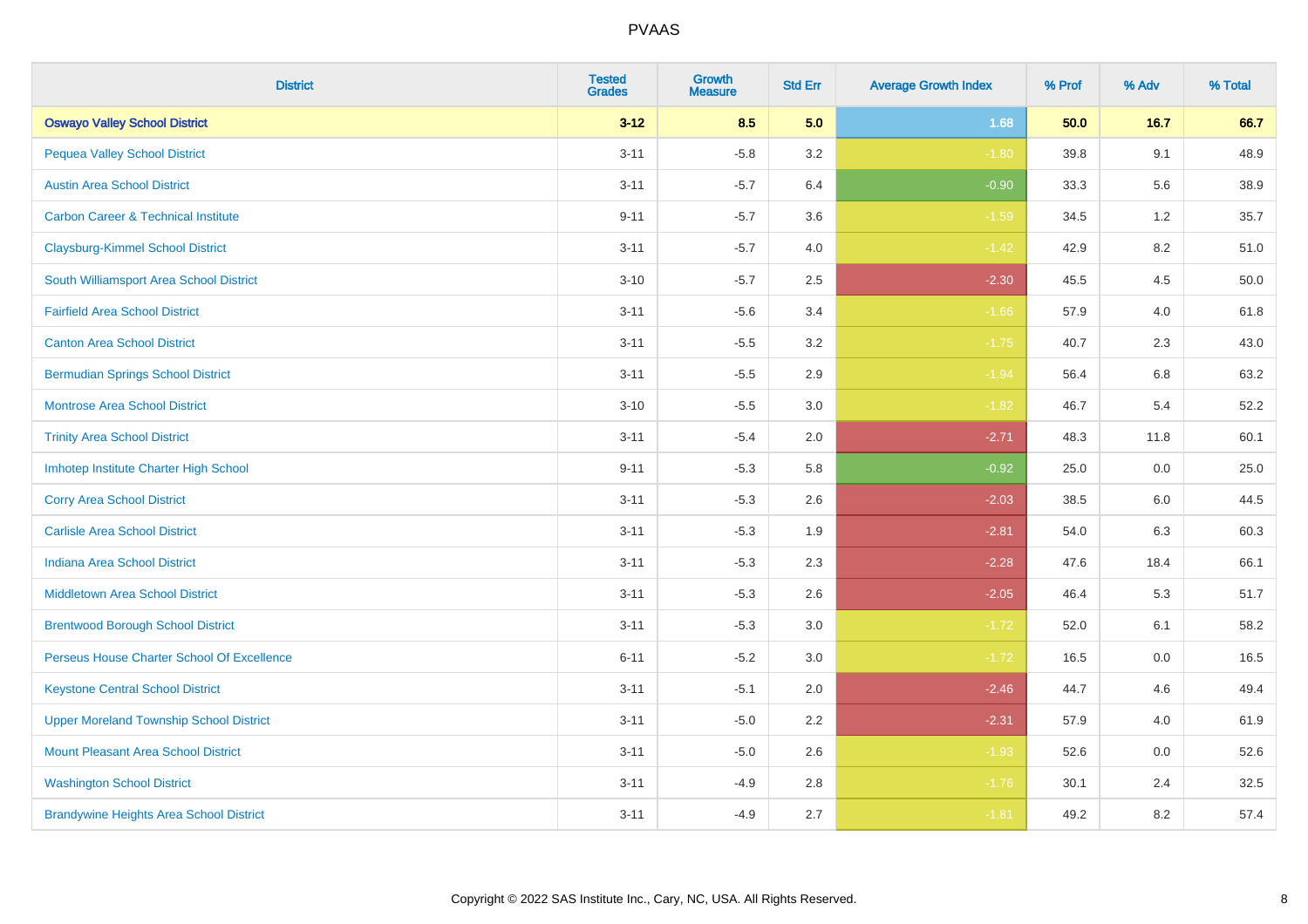# PVAAS

| District | Tested Grades | Growth Measure | Std Err | Average Growth Index | % Prof | % Adv | % Total |
|---|---|---|---|---|---|---|---|
| **Oswayo Valley School District** | **3-12** | **8.5** | **5.0** | **1.68** | **50.0** | **16.7** | **66.7** |
| Pequea Valley School District | 3-11 | -5.8 | 3.2 | -1.80 | 39.8 | 9.1 | 48.9 |
| Austin Area School District | 3-11 | -5.7 | 6.4 | -0.90 | 33.3 | 5.6 | 38.9 |
| Carbon Career & Technical Institute | 9-11 | -5.7 | 3.6 | -1.59 | 34.5 | 1.2 | 35.7 |
| Claysburg-Kimmel School District | 3-11 | -5.7 | 4.0 | -1.42 | 42.9 | 8.2 | 51.0 |
| South Williamsport Area School District | 3-10 | -5.7 | 2.5 | -2.30 | 45.5 | 4.5 | 50.0 |
| Fairfield Area School District | 3-11 | -5.6 | 3.4 | -1.66 | 57.9 | 4.0 | 61.8 |
| Canton Area School District | 3-11 | -5.5 | 3.2 | -1.75 | 40.7 | 2.3 | 43.0 |
| Bermudian Springs School District | 3-11 | -5.5 | 2.9 | -1.94 | 56.4 | 6.8 | 63.2 |
| Montrose Area School District | 3-10 | -5.5 | 3.0 | -1.82 | 46.7 | 5.4 | 52.2 |
| Trinity Area School District | 3-11 | -5.4 | 2.0 | -2.71 | 48.3 | 11.8 | 60.1 |
| Imhotep Institute Charter High School | 9-11 | -5.3 | 5.8 | -0.92 | 25.0 | 0.0 | 25.0 |
| Corry Area School District | 3-11 | -5.3 | 2.6 | -2.03 | 38.5 | 6.0 | 44.5 |
| Carlisle Area School District | 3-11 | -5.3 | 1.9 | -2.81 | 54.0 | 6.3 | 60.3 |
| Indiana Area School District | 3-11 | -5.3 | 2.3 | -2.28 | 47.6 | 18.4 | 66.1 |
| Middletown Area School District | 3-11 | -5.3 | 2.6 | -2.05 | 46.4 | 5.3 | 51.7 |
| Brentwood Borough School District | 3-11 | -5.3 | 3.0 | -1.72 | 52.0 | 6.1 | 58.2 |
| Perseus House Charter School Of Excellence | 6-11 | -5.2 | 3.0 | -1.72 | 16.5 | 0.0 | 16.5 |
| Keystone Central School District | 3-11 | -5.1 | 2.0 | -2.46 | 44.7 | 4.6 | 49.4 |
| Upper Moreland Township School District | 3-11 | -5.0 | 2.2 | -2.31 | 57.9 | 4.0 | 61.9 |
| Mount Pleasant Area School District | 3-11 | -5.0 | 2.6 | -1.93 | 52.6 | 0.0 | 52.6 |
| Washington School District | 3-11 | -4.9 | 2.8 | -1.76 | 30.1 | 2.4 | 32.5 |
| Brandywine Heights Area School District | 3-11 | -4.9 | 2.7 | -1.81 | 49.2 | 8.2 | 57.4 |

Copyright © 2022 SAS Institute Inc., Cary, NC, USA. All Rights Reserved.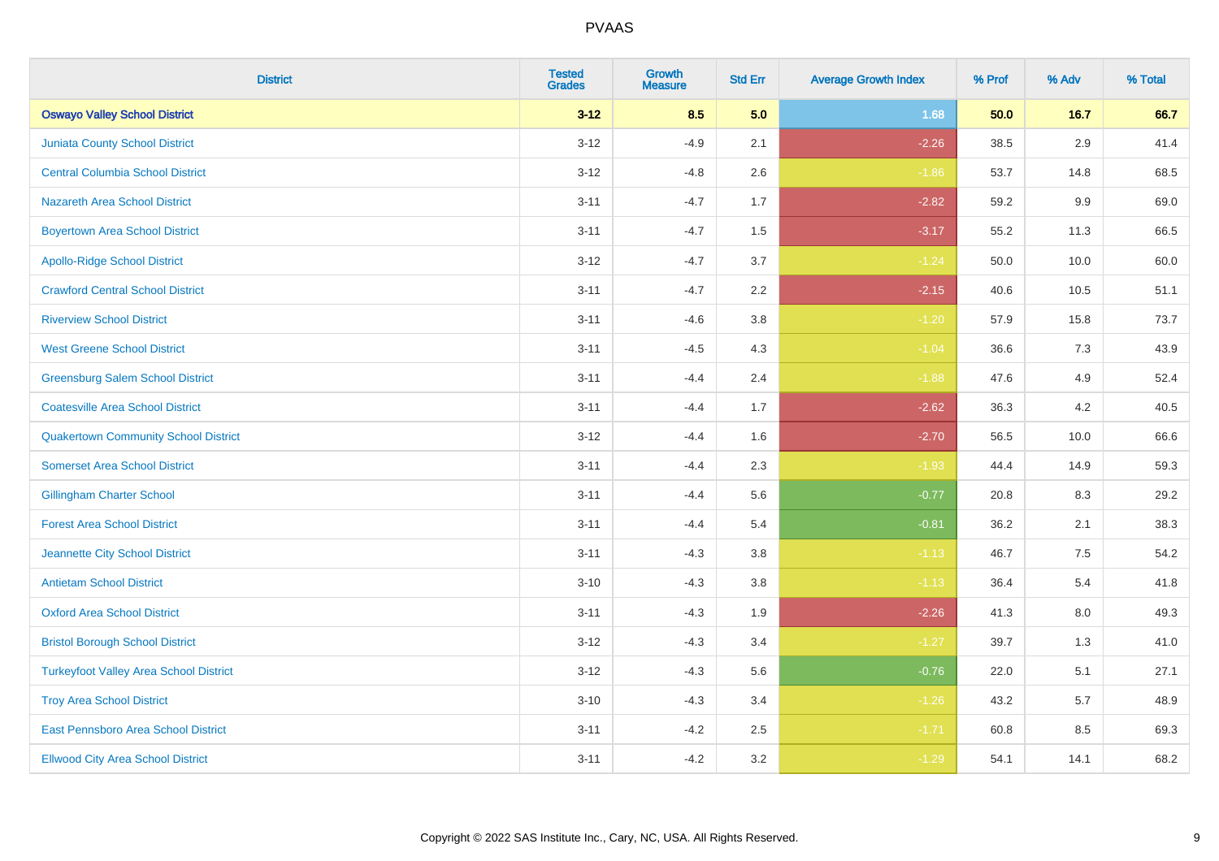# PVAAS

| District | Tested Grades | Growth Measure | Std Err | Average Growth Index | % Prof | % Adv | % Total |
|---|---|---|---|---|---|---|---|
| **Oswayo Valley School District** | **3-12** | **8.5** | **5.0** | **1.68** | **50.0** | **16.7** | **66.7** |
| Juniata County School District | 3-12 | -4.9 | 2.1 | -2.26 | 38.5 | 2.9 | 41.4 |
| Central Columbia School District | 3-12 | -4.8 | 2.6 | -1.86 | 53.7 | 14.8 | 68.5 |
| Nazareth Area School District | 3-11 | -4.7 | 1.7 | -2.82 | 59.2 | 9.9 | 69.0 |
| Boyertown Area School District | 3-11 | -4.7 | 1.5 | -3.17 | 55.2 | 11.3 | 66.5 |
| Apollo-Ridge School District | 3-12 | -4.7 | 3.7 | -1.24 | 50.0 | 10.0 | 60.0 |
| Crawford Central School District | 3-11 | -4.7 | 2.2 | -2.15 | 40.6 | 10.5 | 51.1 |
| Riverview School District | 3-11 | -4.6 | 3.8 | -1.20 | 57.9 | 15.8 | 73.7 |
| West Greene School District | 3-11 | -4.5 | 4.3 | -1.04 | 36.6 | 7.3 | 43.9 |
| Greensburg Salem School District | 3-11 | -4.4 | 2.4 | -1.88 | 47.6 | 4.9 | 52.4 |
| Coatesville Area School District | 3-11 | -4.4 | 1.7 | -2.62 | 36.3 | 4.2 | 40.5 |
| Quakertown Community School District | 3-12 | -4.4 | 1.6 | -2.70 | 56.5 | 10.0 | 66.6 |
| Somerset Area School District | 3-11 | -4.4 | 2.3 | -1.93 | 44.4 | 14.9 | 59.3 |
| Gillingham Charter School | 3-11 | -4.4 | 5.6 | -0.77 | 20.8 | 8.3 | 29.2 |
| Forest Area School District | 3-11 | -4.4 | 5.4 | -0.81 | 36.2 | 2.1 | 38.3 |
| Jeannette City School District | 3-11 | -4.3 | 3.8 | -1.13 | 46.7 | 7.5 | 54.2 |
| Antietam School District | 3-10 | -4.3 | 3.8 | -1.13 | 36.4 | 5.4 | 41.8 |
| Oxford Area School District | 3-11 | -4.3 | 1.9 | -2.26 | 41.3 | 8.0 | 49.3 |
| Bristol Borough School District | 3-12 | -4.3 | 3.4 | -1.27 | 39.7 | 1.3 | 41.0 |
| Turkeyfoot Valley Area School District | 3-12 | -4.3 | 5.6 | -0.76 | 22.0 | 5.1 | 27.1 |
| Troy Area School District | 3-10 | -4.3 | 3.4 | -1.26 | 43.2 | 5.7 | 48.9 |
| East Pennsboro Area School District | 3-11 | -4.2 | 2.5 | -1.71 | 60.8 | 8.5 | 69.3 |
| Ellwood City Area School District | 3-11 | -4.2 | 3.2 | -1.29 | 54.1 | 14.1 | 68.2 |

Copyright © 2022 SAS Institute Inc., Cary, NC, USA. All Rights Reserved.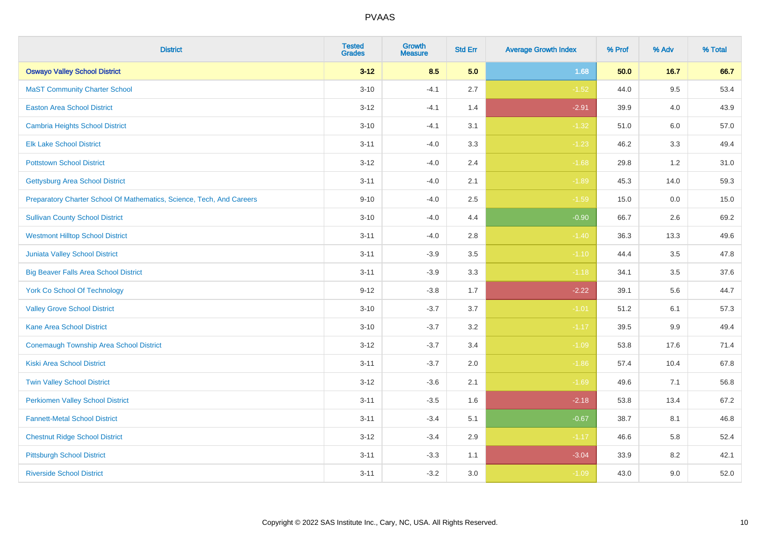PVAAS

| District | Tested Grades | Growth Measure | Std Err | Average Growth Index | % Prof | % Adv | % Total |
|---|---|---|---|---|---|---|---|
| **Oswayo Valley School District** | **3-12** | **8.5** | **5.0** | **1.68** | **50.0** | **16.7** | **66.7** |
| MaST Community Charter School | 3-10 | -4.1 | 2.7 | -1.52 | 44.0 | 9.5 | 53.4 |
| Easton Area School District | 3-12 | -4.1 | 1.4 | -2.91 | 39.9 | 4.0 | 43.9 |
| Cambria Heights School District | 3-10 | -4.1 | 3.1 | -1.32 | 51.0 | 6.0 | 57.0 |
| Elk Lake School District | 3-11 | -4.0 | 3.3 | -1.23 | 46.2 | 3.3 | 49.4 |
| Pottstown School District | 3-12 | -4.0 | 2.4 | -1.68 | 29.8 | 1.2 | 31.0 |
| Gettysburg Area School District | 3-11 | -4.0 | 2.1 | -1.89 | 45.3 | 14.0 | 59.3 |
| Preparatory Charter School Of Mathematics, Science, Tech, And Careers | 9-10 | -4.0 | 2.5 | -1.59 | 15.0 | 0.0 | 15.0 |
| Sullivan County School District | 3-10 | -4.0 | 4.4 | -0.90 | 66.7 | 2.6 | 69.2 |
| Westmont Hilltop School District | 3-11 | -4.0 | 2.8 | -1.40 | 36.3 | 13.3 | 49.6 |
| Juniata Valley School District | 3-11 | -3.9 | 3.5 | -1.10 | 44.4 | 3.5 | 47.8 |
| Big Beaver Falls Area School District | 3-11 | -3.9 | 3.3 | -1.18 | 34.1 | 3.5 | 37.6 |
| York Co School Of Technology | 9-12 | -3.8 | 1.7 | -2.22 | 39.1 | 5.6 | 44.7 |
| Valley Grove School District | 3-10 | -3.7 | 3.7 | -1.01 | 51.2 | 6.1 | 57.3 |
| Kane Area School District | 3-10 | -3.7 | 3.2 | -1.17 | 39.5 | 9.9 | 49.4 |
| Conemaugh Township Area School District | 3-12 | -3.7 | 3.4 | -1.09 | 53.8 | 17.6 | 71.4 |
| Kiski Area School District | 3-11 | -3.7 | 2.0 | -1.86 | 57.4 | 10.4 | 67.8 |
| Twin Valley School District | 3-12 | -3.6 | 2.1 | -1.69 | 49.6 | 7.1 | 56.8 |
| Perkiomen Valley School District | 3-11 | -3.5 | 1.6 | -2.18 | 53.8 | 13.4 | 67.2 |
| Fannett-Metal School District | 3-11 | -3.4 | 5.1 | -0.67 | 38.7 | 8.1 | 46.8 |
| Chestnut Ridge School District | 3-12 | -3.4 | 2.9 | -1.17 | 46.6 | 5.8 | 52.4 |
| Pittsburgh School District | 3-11 | -3.3 | 1.1 | -3.04 | 33.9 | 8.2 | 42.1 |
| Riverside School District | 3-11 | -3.2 | 3.0 | -1.09 | 43.0 | 9.0 | 52.0 |

Copyright © 2022 SAS Institute Inc., Cary, NC, USA. All Rights Reserved.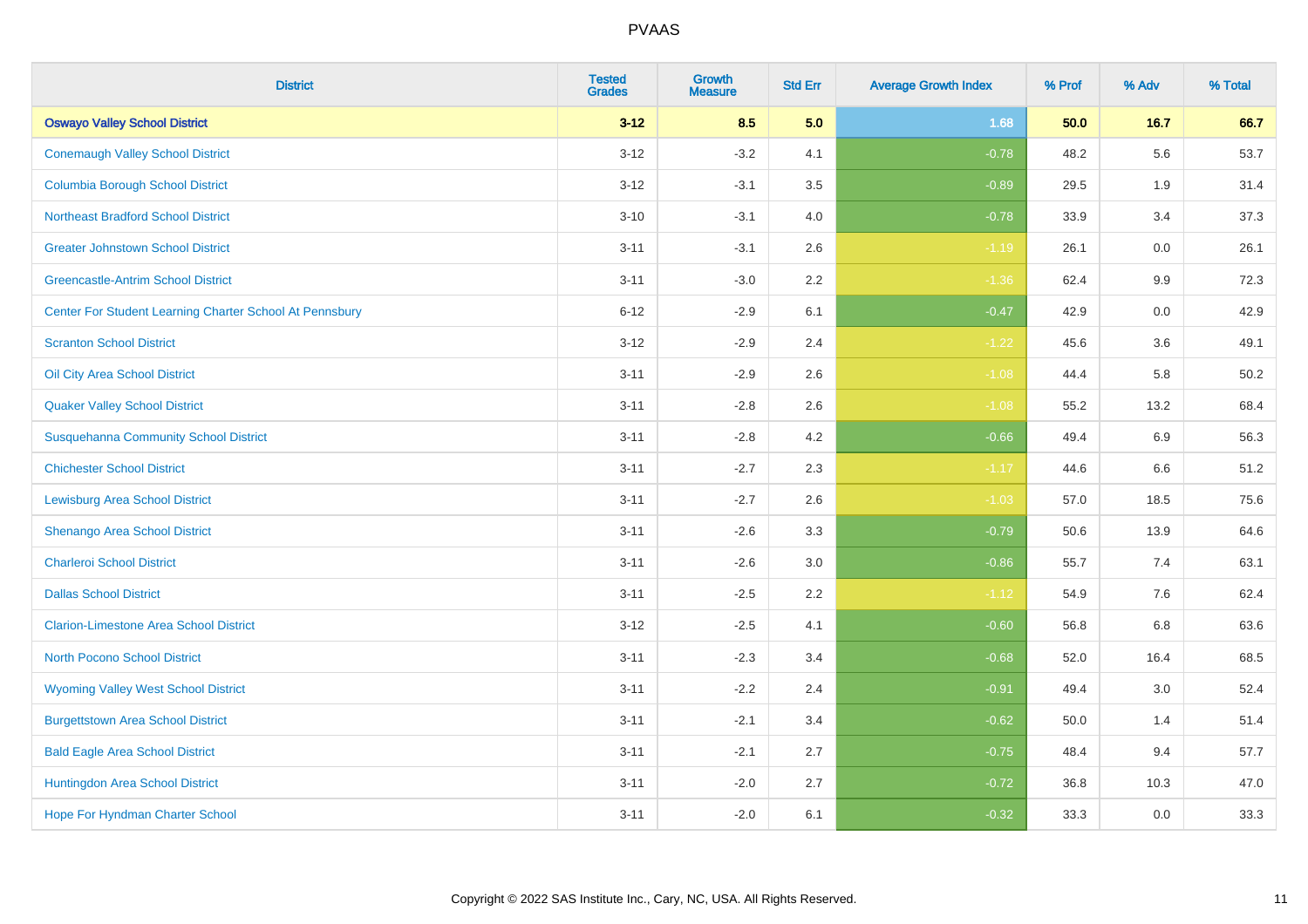# PVAAS

| District | Tested Grades | Growth Measure | Std Err | Average Growth Index | % Prof | % Adv | % Total |
|---|---|---|---|---|---|---|---|
| **Oswayo Valley School District** | **3-12** | **8.5** | **5.0** | **1.68** | **50.0** | **16.7** | **66.7** |
| Conemaugh Valley School District | 3-12 | -3.2 | 4.1 | -0.78 | 48.2 | 5.6 | 53.7 |
| Columbia Borough School District | 3-12 | -3.1 | 3.5 | -0.89 | 29.5 | 1.9 | 31.4 |
| Northeast Bradford School District | 3-10 | -3.1 | 4.0 | -0.78 | 33.9 | 3.4 | 37.3 |
| Greater Johnstown School District | 3-11 | -3.1 | 2.6 | -1.19 | 26.1 | 0.0 | 26.1 |
| Greencastle-Antrim School District | 3-11 | -3.0 | 2.2 | -1.36 | 62.4 | 9.9 | 72.3 |
| Center For Student Learning Charter School At Pennsbury | 6-12 | -2.9 | 6.1 | -0.47 | 42.9 | 0.0 | 42.9 |
| Scranton School District | 3-12 | -2.9 | 2.4 | -1.22 | 45.6 | 3.6 | 49.1 |
| Oil City Area School District | 3-11 | -2.9 | 2.6 | -1.08 | 44.4 | 5.8 | 50.2 |
| Quaker Valley School District | 3-11 | -2.8 | 2.6 | -1.08 | 55.2 | 13.2 | 68.4 |
| Susquehanna Community School District | 3-11 | -2.8 | 4.2 | -0.66 | 49.4 | 6.9 | 56.3 |
| Chichester School District | 3-11 | -2.7 | 2.3 | -1.17 | 44.6 | 6.6 | 51.2 |
| Lewisburg Area School District | 3-11 | -2.7 | 2.6 | -1.03 | 57.0 | 18.5 | 75.6 |
| Shenango Area School District | 3-11 | -2.6 | 3.3 | -0.79 | 50.6 | 13.9 | 64.6 |
| Charleroi School District | 3-11 | -2.6 | 3.0 | -0.86 | 55.7 | 7.4 | 63.1 |
| Dallas School District | 3-11 | -2.5 | 2.2 | -1.12 | 54.9 | 7.6 | 62.4 |
| Clarion-Limestone Area School District | 3-12 | -2.5 | 4.1 | -0.60 | 56.8 | 6.8 | 63.6 |
| North Pocono School District | 3-11 | -2.3 | 3.4 | -0.68 | 52.0 | 16.4 | 68.5 |
| Wyoming Valley West School District | 3-11 | -2.2 | 2.4 | -0.91 | 49.4 | 3.0 | 52.4 |
| Burgettstown Area School District | 3-11 | -2.1 | 3.4 | -0.62 | 50.0 | 1.4 | 51.4 |
| Bald Eagle Area School District | 3-11 | -2.1 | 2.7 | -0.75 | 48.4 | 9.4 | 57.7 |
| Huntingdon Area School District | 3-11 | -2.0 | 2.7 | -0.72 | 36.8 | 10.3 | 47.0 |
| Hope For Hyndman Charter School | 3-11 | -2.0 | 6.1 | -0.32 | 33.3 | 0.0 | 33.3 |

Copyright © 2022 SAS Institute Inc., Cary, NC, USA. All Rights Reserved.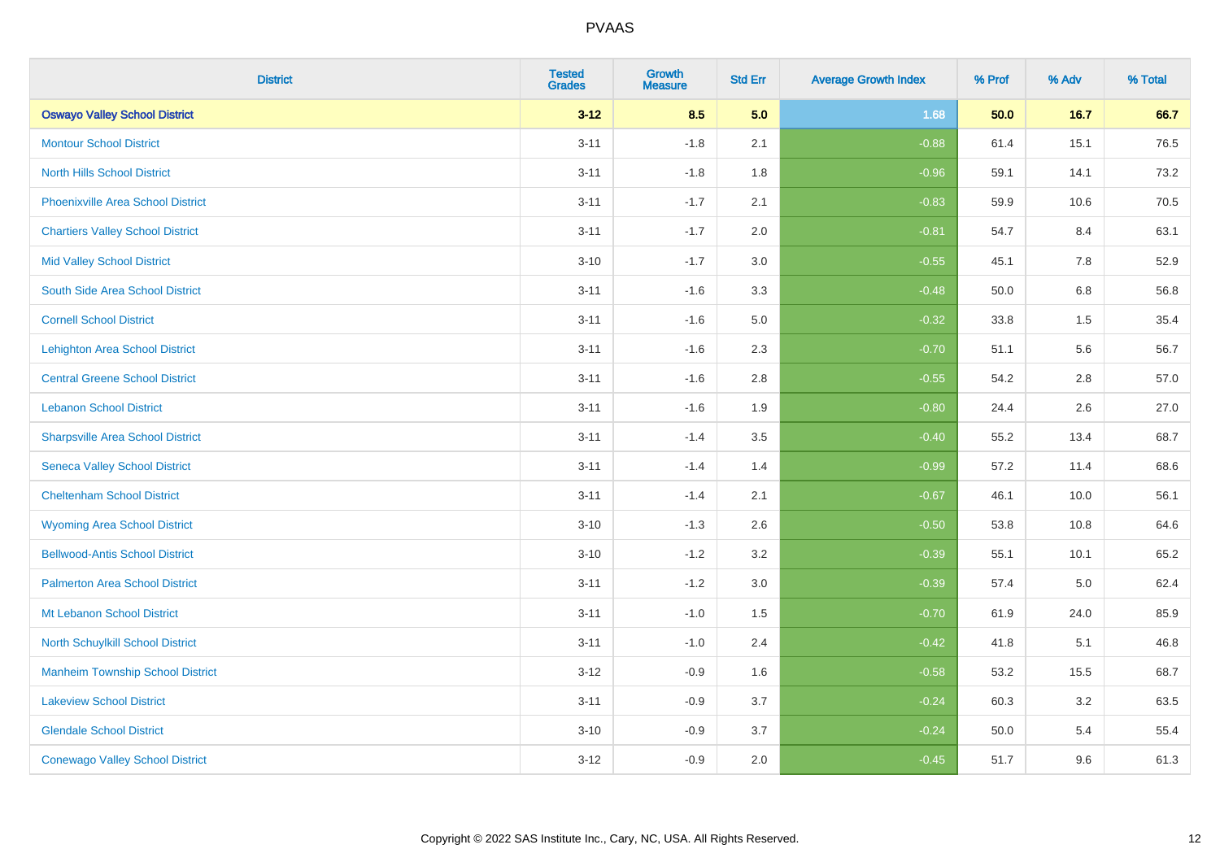# PVAAS

| District | Tested Grades | Growth Measure | Std Err | Average Growth Index | % Prof | % Adv | % Total |
|---|---|---|---|---|---|---|---|
| **Oswayo Valley School District** | **3-12** | **8.5** | **5.0** | **1.68** | **50.0** | **16.7** | **66.7** |
| Montour School District | 3-11 | -1.8 | 2.1 | -0.88 | 61.4 | 15.1 | 76.5 |
| North Hills School District | 3-11 | -1.8 | 1.8 | -0.96 | 59.1 | 14.1 | 73.2 |
| Phoenixville Area School District | 3-11 | -1.7 | 2.1 | -0.83 | 59.9 | 10.6 | 70.5 |
| Chartiers Valley School District | 3-11 | -1.7 | 2.0 | -0.81 | 54.7 | 8.4 | 63.1 |
| Mid Valley School District | 3-10 | -1.7 | 3.0 | -0.55 | 45.1 | 7.8 | 52.9 |
| South Side Area School District | 3-11 | -1.6 | 3.3 | -0.48 | 50.0 | 6.8 | 56.8 |
| Cornell School District | 3-11 | -1.6 | 5.0 | -0.32 | 33.8 | 1.5 | 35.4 |
| Lehighton Area School District | 3-11 | -1.6 | 2.3 | -0.70 | 51.1 | 5.6 | 56.7 |
| Central Greene School District | 3-11 | -1.6 | 2.8 | -0.55 | 54.2 | 2.8 | 57.0 |
| Lebanon School District | 3-11 | -1.6 | 1.9 | -0.80 | 24.4 | 2.6 | 27.0 |
| Sharpsville Area School District | 3-11 | -1.4 | 3.5 | -0.40 | 55.2 | 13.4 | 68.7 |
| Seneca Valley School District | 3-11 | -1.4 | 1.4 | -0.99 | 57.2 | 11.4 | 68.6 |
| Cheltenham School District | 3-11 | -1.4 | 2.1 | -0.67 | 46.1 | 10.0 | 56.1 |
| Wyoming Area School District | 3-10 | -1.3 | 2.6 | -0.50 | 53.8 | 10.8 | 64.6 |
| Bellwood-Antis School District | 3-10 | -1.2 | 3.2 | -0.39 | 55.1 | 10.1 | 65.2 |
| Palmerton Area School District | 3-11 | -1.2 | 3.0 | -0.39 | 57.4 | 5.0 | 62.4 |
| Mt Lebanon School District | 3-11 | -1.0 | 1.5 | -0.70 | 61.9 | 24.0 | 85.9 |
| North Schuylkill School District | 3-11 | -1.0 | 2.4 | -0.42 | 41.8 | 5.1 | 46.8 |
| Manheim Township School District | 3-12 | -0.9 | 1.6 | -0.58 | 53.2 | 15.5 | 68.7 |
| Lakeview School District | 3-11 | -0.9 | 3.7 | -0.24 | 60.3 | 3.2 | 63.5 |
| Glendale School District | 3-10 | -0.9 | 3.7 | -0.24 | 50.0 | 5.4 | 55.4 |
| Conewago Valley School District | 3-12 | -0.9 | 2.0 | -0.45 | 51.7 | 9.6 | 61.3 |

Copyright © 2022 SAS Institute Inc., Cary, NC, USA. All Rights Reserved.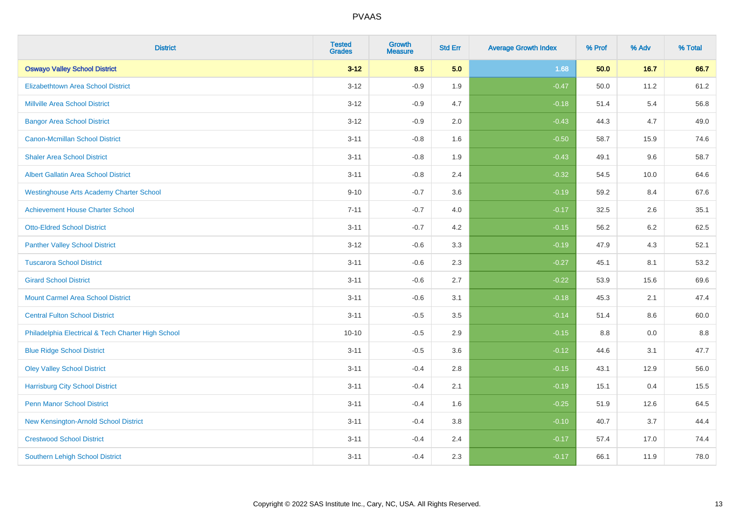| District | Tested Grades | Growth Measure | Std Err | Average Growth Index | % Prof | % Adv | % Total |
|---|---|---|---|---|---|---|---|
| **Oswayo Valley School District** | **3-12** | **8.5** | **5.0** | **1.68** | **50.0** | **16.7** | **66.7** |
| Elizabethtown Area School District | 3-12 | -0.9 | 1.9 | -0.47 | 50.0 | 11.2 | 61.2 |
| Millville Area School District | 3-12 | -0.9 | 4.7 | -0.18 | 51.4 | 5.4 | 56.8 |
| Bangor Area School District | 3-12 | -0.9 | 2.0 | -0.43 | 44.3 | 4.7 | 49.0 |
| Canon-Mcmillan School District | 3-11 | -0.8 | 1.6 | -0.50 | 58.7 | 15.9 | 74.6 |
| Shaler Area School District | 3-11 | -0.8 | 1.9 | -0.43 | 49.1 | 9.6 | 58.7 |
| Albert Gallatin Area School District | 3-11 | -0.8 | 2.4 | -0.32 | 54.5 | 10.0 | 64.6 |
| Westinghouse Arts Academy Charter School | 9-10 | -0.7 | 3.6 | -0.19 | 59.2 | 8.4 | 67.6 |
| Achievement House Charter School | 7-11 | -0.7 | 4.0 | -0.17 | 32.5 | 2.6 | 35.1 |
| Otto-Eldred School District | 3-11 | -0.7 | 4.2 | -0.15 | 56.2 | 6.2 | 62.5 |
| Panther Valley School District | 3-12 | -0.6 | 3.3 | -0.19 | 47.9 | 4.3 | 52.1 |
| Tuscarora School District | 3-11 | -0.6 | 2.3 | -0.27 | 45.1 | 8.1 | 53.2 |
| Girard School District | 3-11 | -0.6 | 2.7 | -0.22 | 53.9 | 15.6 | 69.6 |
| Mount Carmel Area School District | 3-11 | -0.6 | 3.1 | -0.18 | 45.3 | 2.1 | 47.4 |
| Central Fulton School District | 3-11 | -0.5 | 3.5 | -0.14 | 51.4 | 8.6 | 60.0 |
| Philadelphia Electrical & Tech Charter High School | 10-10 | -0.5 | 2.9 | -0.15 | 8.8 | 0.0 | 8.8 |
| Blue Ridge School District | 3-11 | -0.5 | 3.6 | -0.12 | 44.6 | 3.1 | 47.7 |
| Oley Valley School District | 3-11 | -0.4 | 2.8 | -0.15 | 43.1 | 12.9 | 56.0 |
| Harrisburg City School District | 3-11 | -0.4 | 2.1 | -0.19 | 15.1 | 0.4 | 15.5 |
| Penn Manor School District | 3-11 | -0.4 | 1.6 | -0.25 | 51.9 | 12.6 | 64.5 |
| New Kensington-Arnold School District | 3-11 | -0.4 | 3.8 | -0.10 | 40.7 | 3.7 | 44.4 |
| Crestwood School District | 3-11 | -0.4 | 2.4 | -0.17 | 57.4 | 17.0 | 74.4 |
| Southern Lehigh School District | 3-11 | -0.4 | 2.3 | -0.17 | 66.1 | 11.9 | 78.0 |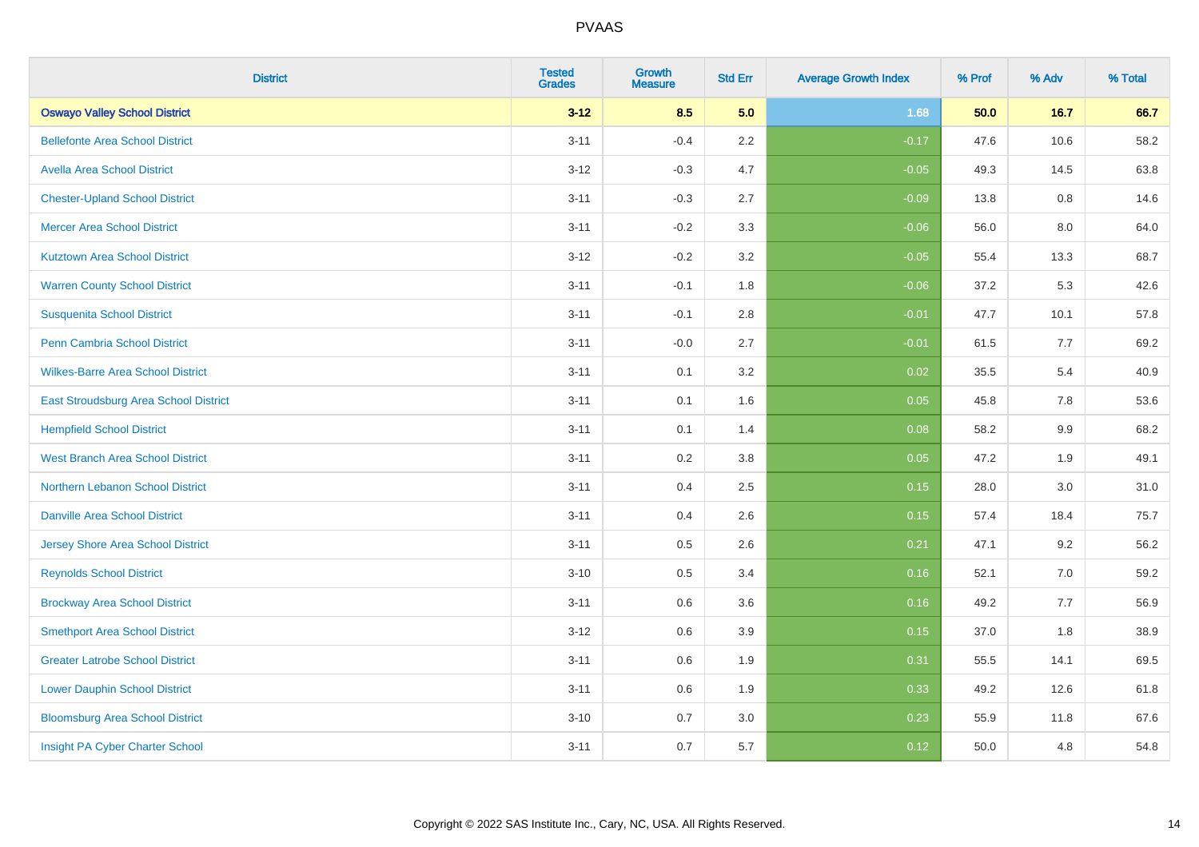# PVAAS

| District | Tested Grades | Growth Measure | Std Err | Average Growth Index | % Prof | % Adv | % Total |
|---|---|---|---|---|---|---|---|
| **Oswayo Valley School District** | **3-12** | **8.5** | **5.0** | **1.68** | **50.0** | **16.7** | **66.7** |
| Bellefonte Area School District | 3-11 | -0.4 | 2.2 | -0.17 | 47.6 | 10.6 | 58.2 |
| Avella Area School District | 3-12 | -0.3 | 4.7 | -0.05 | 49.3 | 14.5 | 63.8 |
| Chester-Upland School District | 3-11 | -0.3 | 2.7 | -0.09 | 13.8 | 0.8 | 14.6 |
| Mercer Area School District | 3-11 | -0.2 | 3.3 | -0.06 | 56.0 | 8.0 | 64.0 |
| Kutztown Area School District | 3-12 | -0.2 | 3.2 | -0.05 | 55.4 | 13.3 | 68.7 |
| Warren County School District | 3-11 | -0.1 | 1.8 | -0.06 | 37.2 | 5.3 | 42.6 |
| Susquenita School District | 3-11 | -0.1 | 2.8 | -0.01 | 47.7 | 10.1 | 57.8 |
| Penn Cambria School District | 3-11 | -0.0 | 2.7 | -0.01 | 61.5 | 7.7 | 69.2 |
| Wilkes-Barre Area School District | 3-11 | 0.1 | 3.2 | 0.02 | 35.5 | 5.4 | 40.9 |
| East Stroudsburg Area School District | 3-11 | 0.1 | 1.6 | 0.05 | 45.8 | 7.8 | 53.6 |
| Hempfield School District | 3-11 | 0.1 | 1.4 | 0.08 | 58.2 | 9.9 | 68.2 |
| West Branch Area School District | 3-11 | 0.2 | 3.8 | 0.05 | 47.2 | 1.9 | 49.1 |
| Northern Lebanon School District | 3-11 | 0.4 | 2.5 | 0.15 | 28.0 | 3.0 | 31.0 |
| Danville Area School District | 3-11 | 0.4 | 2.6 | 0.15 | 57.4 | 18.4 | 75.7 |
| Jersey Shore Area School District | 3-11 | 0.5 | 2.6 | 0.21 | 47.1 | 9.2 | 56.2 |
| Reynolds School District | 3-10 | 0.5 | 3.4 | 0.16 | 52.1 | 7.0 | 59.2 |
| Brockway Area School District | 3-11 | 0.6 | 3.6 | 0.16 | 49.2 | 7.7 | 56.9 |
| Smethport Area School District | 3-12 | 0.6 | 3.9 | 0.15 | 37.0 | 1.8 | 38.9 |
| Greater Latrobe School District | 3-11 | 0.6 | 1.9 | 0.31 | 55.5 | 14.1 | 69.5 |
| Lower Dauphin School District | 3-11 | 0.6 | 1.9 | 0.33 | 49.2 | 12.6 | 61.8 |
| Bloomsburg Area School District | 3-10 | 0.7 | 3.0 | 0.23 | 55.9 | 11.8 | 67.6 |
| Insight PA Cyber Charter School | 3-11 | 0.7 | 5.7 | 0.12 | 50.0 | 4.8 | 54.8 |

Copyright © 2022 SAS Institute Inc., Cary, NC, USA. All Rights Reserved.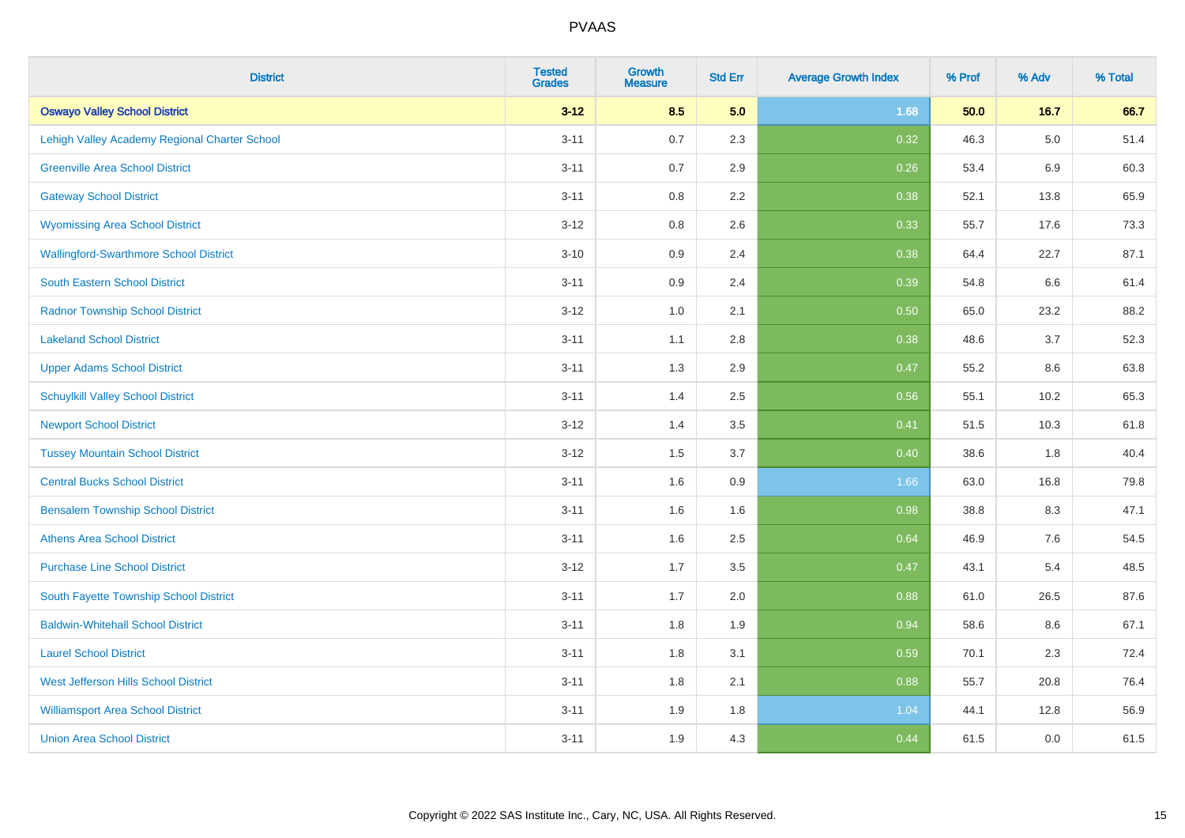# PVAAS

| District | Tested Grades | Growth Measure | Std Err | Average Growth Index | % Prof | % Adv | % Total |
|---|---|---|---|---|---|---|---|
| **Oswayo Valley School District** | **3-12** | **8.5** | **5.0** | **1.68** | **50.0** | **16.7** | **66.7** |
| Lehigh Valley Academy Regional Charter School | 3-11 | 0.7 | 2.3 | 0.32 | 46.3 | 5.0 | 51.4 |
| Greenville Area School District | 3-11 | 0.7 | 2.9 | 0.26 | 53.4 | 6.9 | 60.3 |
| Gateway School District | 3-11 | 0.8 | 2.2 | 0.38 | 52.1 | 13.8 | 65.9 |
| Wyomissing Area School District | 3-12 | 0.8 | 2.6 | 0.33 | 55.7 | 17.6 | 73.3 |
| Wallingford-Swarthmore School District | 3-10 | 0.9 | 2.4 | 0.38 | 64.4 | 22.7 | 87.1 |
| South Eastern School District | 3-11 | 0.9 | 2.4 | 0.39 | 54.8 | 6.6 | 61.4 |
| Radnor Township School District | 3-12 | 1.0 | 2.1 | 0.50 | 65.0 | 23.2 | 88.2 |
| Lakeland School District | 3-11 | 1.1 | 2.8 | 0.38 | 48.6 | 3.7 | 52.3 |
| Upper Adams School District | 3-11 | 1.3 | 2.9 | 0.47 | 55.2 | 8.6 | 63.8 |
| Schuylkill Valley School District | 3-11 | 1.4 | 2.5 | 0.56 | 55.1 | 10.2 | 65.3 |
| Newport School District | 3-12 | 1.4 | 3.5 | 0.41 | 51.5 | 10.3 | 61.8 |
| Tussey Mountain School District | 3-12 | 1.5 | 3.7 | 0.40 | 38.6 | 1.8 | 40.4 |
| Central Bucks School District | 3-11 | 1.6 | 0.9 | 1.66 | 63.0 | 16.8 | 79.8 |
| Bensalem Township School District | 3-11 | 1.6 | 1.6 | 0.98 | 38.8 | 8.3 | 47.1 |
| Athens Area School District | 3-11 | 1.6 | 2.5 | 0.64 | 46.9 | 7.6 | 54.5 |
| Purchase Line School District | 3-12 | 1.7 | 3.5 | 0.47 | 43.1 | 5.4 | 48.5 |
| South Fayette Township School District | 3-11 | 1.7 | 2.0 | 0.88 | 61.0 | 26.5 | 87.6 |
| Baldwin-Whitehall School District | 3-11 | 1.8 | 1.9 | 0.94 | 58.6 | 8.6 | 67.1 |
| Laurel School District | 3-11 | 1.8 | 3.1 | 0.59 | 70.1 | 2.3 | 72.4 |
| West Jefferson Hills School District | 3-11 | 1.8 | 2.1 | 0.88 | 55.7 | 20.8 | 76.4 |
| Williamsport Area School District | 3-11 | 1.9 | 1.8 | 1.04 | 44.1 | 12.8 | 56.9 |
| Union Area School District | 3-11 | 1.9 | 4.3 | 0.44 | 61.5 | 0.0 | 61.5 |

Copyright © 2022 SAS Institute Inc., Cary, NC, USA. All Rights Reserved.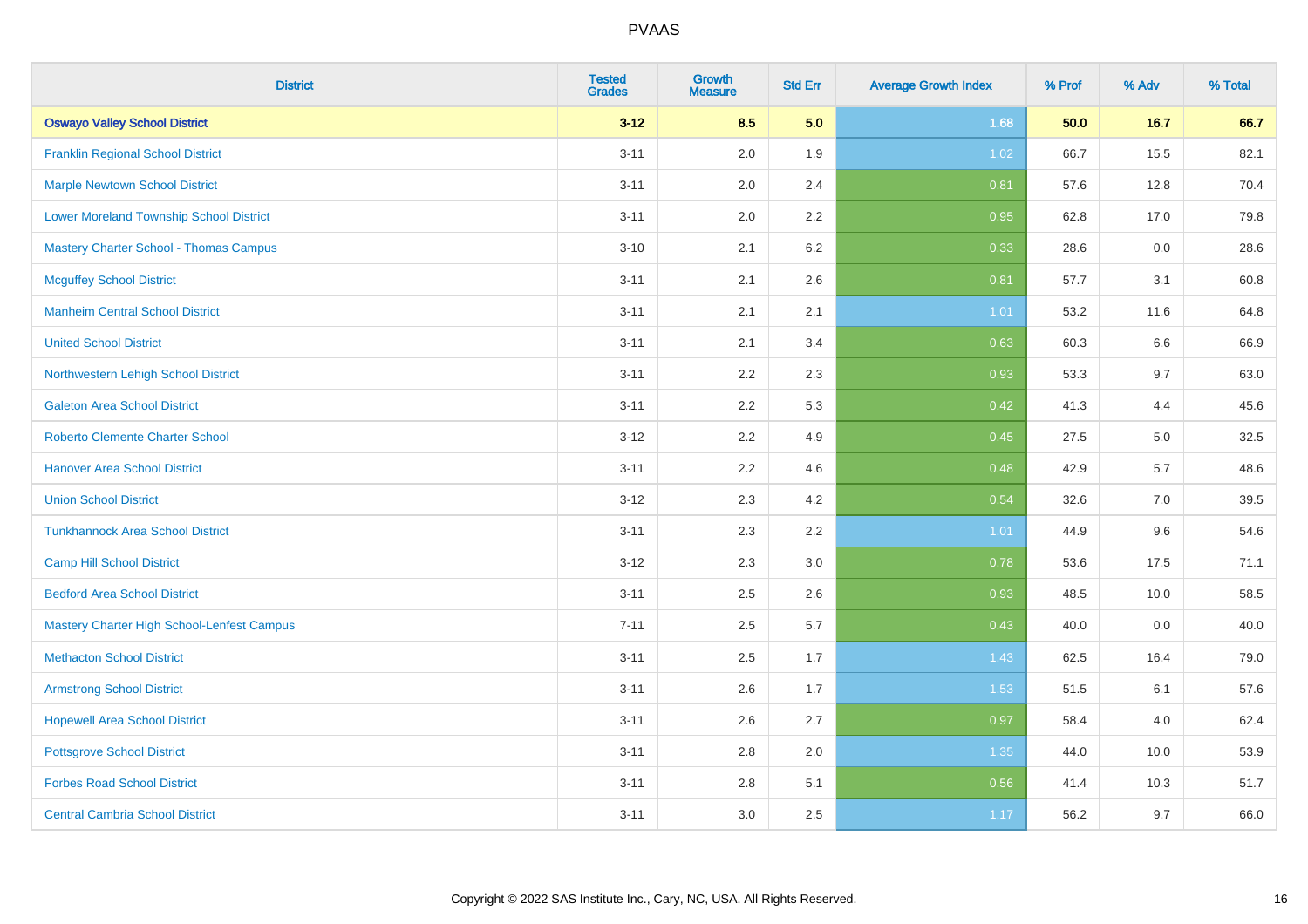# PVAAS

| District | Tested Grades | Growth Measure | Std Err | Average Growth Index | % Prof | % Adv | % Total |
|---|---|---|---|---|---|---|---|
| **Oswayo Valley School District** | **3-12** | **8.5** | **5.0** | **1.68** | **50.0** | **16.7** | **66.7** |
| Franklin Regional School District | 3-11 | 2.0 | 1.9 | 1.02 | 66.7 | 15.5 | 82.1 |
| Marple Newtown School District | 3-11 | 2.0 | 2.4 | 0.81 | 57.6 | 12.8 | 70.4 |
| Lower Moreland Township School District | 3-11 | 2.0 | 2.2 | 0.95 | 62.8 | 17.0 | 79.8 |
| Mastery Charter School - Thomas Campus | 3-10 | 2.1 | 6.2 | 0.33 | 28.6 | 0.0 | 28.6 |
| Mcguffey School District | 3-11 | 2.1 | 2.6 | 0.81 | 57.7 | 3.1 | 60.8 |
| Manheim Central School District | 3-11 | 2.1 | 2.1 | 1.01 | 53.2 | 11.6 | 64.8 |
| United School District | 3-11 | 2.1 | 3.4 | 0.63 | 60.3 | 6.6 | 66.9 |
| Northwestern Lehigh School District | 3-11 | 2.2 | 2.3 | 0.93 | 53.3 | 9.7 | 63.0 |
| Galeton Area School District | 3-11 | 2.2 | 5.3 | 0.42 | 41.3 | 4.4 | 45.6 |
| Roberto Clemente Charter School | 3-12 | 2.2 | 4.9 | 0.45 | 27.5 | 5.0 | 32.5 |
| Hanover Area School District | 3-11 | 2.2 | 4.6 | 0.48 | 42.9 | 5.7 | 48.6 |
| Union School District | 3-12 | 2.3 | 4.2 | 0.54 | 32.6 | 7.0 | 39.5 |
| Tunkhannock Area School District | 3-11 | 2.3 | 2.2 | 1.01 | 44.9 | 9.6 | 54.6 |
| Camp Hill School District | 3-12 | 2.3 | 3.0 | 0.78 | 53.6 | 17.5 | 71.1 |
| Bedford Area School District | 3-11 | 2.5 | 2.6 | 0.93 | 48.5 | 10.0 | 58.5 |
| Mastery Charter High School-Lenfest Campus | 7-11 | 2.5 | 5.7 | 0.43 | 40.0 | 0.0 | 40.0 |
| Methacton School District | 3-11 | 2.5 | 1.7 | 1.43 | 62.5 | 16.4 | 79.0 |
| Armstrong School District | 3-11 | 2.6 | 1.7 | 1.53 | 51.5 | 6.1 | 57.6 |
| Hopewell Area School District | 3-11 | 2.6 | 2.7 | 0.97 | 58.4 | 4.0 | 62.4 |
| Pottsgrove School District | 3-11 | 2.8 | 2.0 | 1.35 | 44.0 | 10.0 | 53.9 |
| Forbes Road School District | 3-11 | 2.8 | 5.1 | 0.56 | 41.4 | 10.3 | 51.7 |
| Central Cambria School District | 3-11 | 3.0 | 2.5 | 1.17 | 56.2 | 9.7 | 66.0 |

Copyright © 2022 SAS Institute Inc., Cary, NC, USA. All Rights Reserved.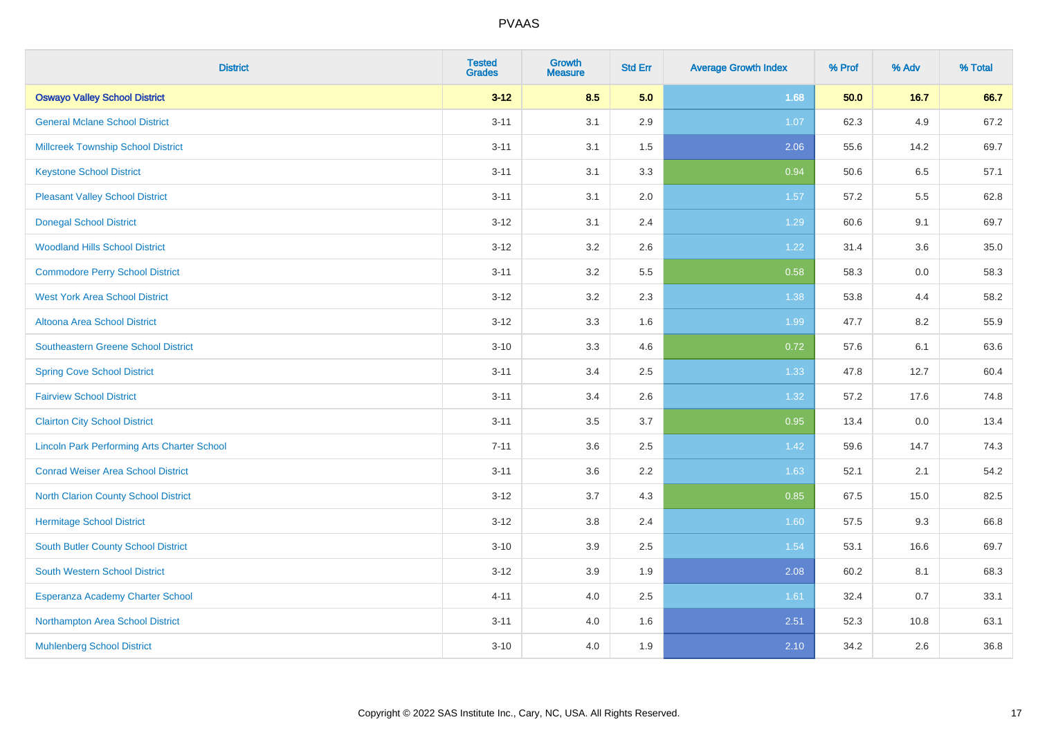| District | Tested Grades | Growth Measure | Std Err | Average Growth Index | % Prof | % Adv | % Total |
|---|---|---|---|---|---|---|---|
| **Oswayo Valley School District** | **3-12** | **8.5** | **5.0** | **1.68** | **50.0** | **16.7** | **66.7** |
| General Mclane School District | 3-11 | 3.1 | 2.9 | 1.07 | 62.3 | 4.9 | 67.2 |
| Millcreek Township School District | 3-11 | 3.1 | 1.5 | 2.06 | 55.6 | 14.2 | 69.7 |
| Keystone School District | 3-11 | 3.1 | 3.3 | 0.94 | 50.6 | 6.5 | 57.1 |
| Pleasant Valley School District | 3-11 | 3.1 | 2.0 | 1.57 | 57.2 | 5.5 | 62.8 |
| Donegal School District | 3-12 | 3.1 | 2.4 | 1.29 | 60.6 | 9.1 | 69.7 |
| Woodland Hills School District | 3-12 | 3.2 | 2.6 | 1.22 | 31.4 | 3.6 | 35.0 |
| Commodore Perry School District | 3-11 | 3.2 | 5.5 | 0.58 | 58.3 | 0.0 | 58.3 |
| West York Area School District | 3-12 | 3.2 | 2.3 | 1.38 | 53.8 | 4.4 | 58.2 |
| Altoona Area School District | 3-12 | 3.3 | 1.6 | 1.99 | 47.7 | 8.2 | 55.9 |
| Southeastern Greene School District | 3-10 | 3.3 | 4.6 | 0.72 | 57.6 | 6.1 | 63.6 |
| Spring Cove School District | 3-11 | 3.4 | 2.5 | 1.33 | 47.8 | 12.7 | 60.4 |
| Fairview School District | 3-11 | 3.4 | 2.6 | 1.32 | 57.2 | 17.6 | 74.8 |
| Clairton City School District | 3-11 | 3.5 | 3.7 | 0.95 | 13.4 | 0.0 | 13.4 |
| Lincoln Park Performing Arts Charter School | 7-11 | 3.6 | 2.5 | 1.42 | 59.6 | 14.7 | 74.3 |
| Conrad Weiser Area School District | 3-11 | 3.6 | 2.2 | 1.63 | 52.1 | 2.1 | 54.2 |
| North Clarion County School District | 3-12 | 3.7 | 4.3 | 0.85 | 67.5 | 15.0 | 82.5 |
| Hermitage School District | 3-12 | 3.8 | 2.4 | 1.60 | 57.5 | 9.3 | 66.8 |
| South Butler County School District | 3-10 | 3.9 | 2.5 | 1.54 | 53.1 | 16.6 | 69.7 |
| South Western School District | 3-12 | 3.9 | 1.9 | 2.08 | 60.2 | 8.1 | 68.3 |
| Esperanza Academy Charter School | 4-11 | 4.0 | 2.5 | 1.61 | 32.4 | 0.7 | 33.1 |
| Northampton Area School District | 3-11 | 4.0 | 1.6 | 2.51 | 52.3 | 10.8 | 63.1 |
| Muhlenberg School District | 3-10 | 4.0 | 1.9 | 2.10 | 34.2 | 2.6 | 36.8 |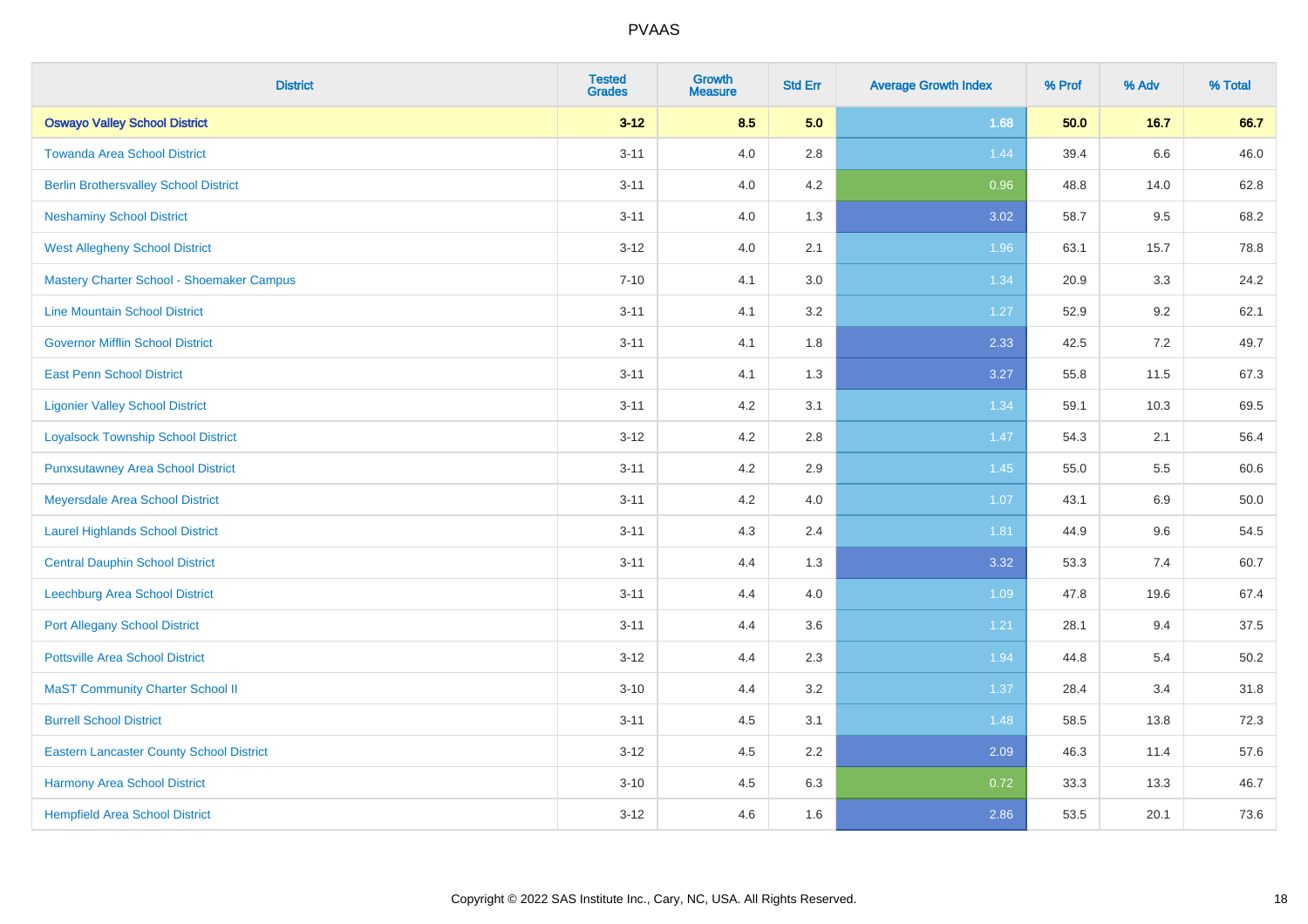# PVAAS

| District | Tested Grades | Growth Measure | Std Err | Average Growth Index | % Prof | % Adv | % Total |
|---|---|---|---|---|---|---|---|
| **Oswayo Valley School District** | **3-12** | **8.5** | **5.0** | **1.68** | **50.0** | **16.7** | **66.7** |
| Towanda Area School District | 3-11 | 4.0 | 2.8 | 1.44 | 39.4 | 6.6 | 46.0 |
| Berlin Brothersvalley School District | 3-11 | 4.0 | 4.2 | 0.96 | 48.8 | 14.0 | 62.8 |
| Neshaminy School District | 3-11 | 4.0 | 1.3 | 3.02 | 58.7 | 9.5 | 68.2 |
| West Allegheny School District | 3-12 | 4.0 | 2.1 | 1.96 | 63.1 | 15.7 | 78.8 |
| Mastery Charter School - Shoemaker Campus | 7-10 | 4.1 | 3.0 | 1.34 | 20.9 | 3.3 | 24.2 |
| Line Mountain School District | 3-11 | 4.1 | 3.2 | 1.27 | 52.9 | 9.2 | 62.1 |
| Governor Mifflin School District | 3-11 | 4.1 | 1.8 | 2.33 | 42.5 | 7.2 | 49.7 |
| East Penn School District | 3-11 | 4.1 | 1.3 | 3.27 | 55.8 | 11.5 | 67.3 |
| Ligonier Valley School District | 3-11 | 4.2 | 3.1 | 1.34 | 59.1 | 10.3 | 69.5 |
| Loyalsock Township School District | 3-12 | 4.2 | 2.8 | 1.47 | 54.3 | 2.1 | 56.4 |
| Punxsutawney Area School District | 3-11 | 4.2 | 2.9 | 1.45 | 55.0 | 5.5 | 60.6 |
| Meyersdale Area School District | 3-11 | 4.2 | 4.0 | 1.07 | 43.1 | 6.9 | 50.0 |
| Laurel Highlands School District | 3-11 | 4.3 | 2.4 | 1.81 | 44.9 | 9.6 | 54.5 |
| Central Dauphin School District | 3-11 | 4.4 | 1.3 | 3.32 | 53.3 | 7.4 | 60.7 |
| Leechburg Area School District | 3-11 | 4.4 | 4.0 | 1.09 | 47.8 | 19.6 | 67.4 |
| Port Allegany School District | 3-11 | 4.4 | 3.6 | 1.21 | 28.1 | 9.4 | 37.5 |
| Pottsville Area School District | 3-12 | 4.4 | 2.3 | 1.94 | 44.8 | 5.4 | 50.2 |
| MaST Community Charter School II | 3-10 | 4.4 | 3.2 | 1.37 | 28.4 | 3.4 | 31.8 |
| Burrell School District | 3-11 | 4.5 | 3.1 | 1.48 | 58.5 | 13.8 | 72.3 |
| Eastern Lancaster County School District | 3-12 | 4.5 | 2.2 | 2.09 | 46.3 | 11.4 | 57.6 |
| Harmony Area School District | 3-10 | 4.5 | 6.3 | 0.72 | 33.3 | 13.3 | 46.7 |
| Hempfield Area School District | 3-12 | 4.6 | 1.6 | 2.86 | 53.5 | 20.1 | 73.6 |

Copyright © 2022 SAS Institute Inc., Cary, NC, USA. All Rights Reserved.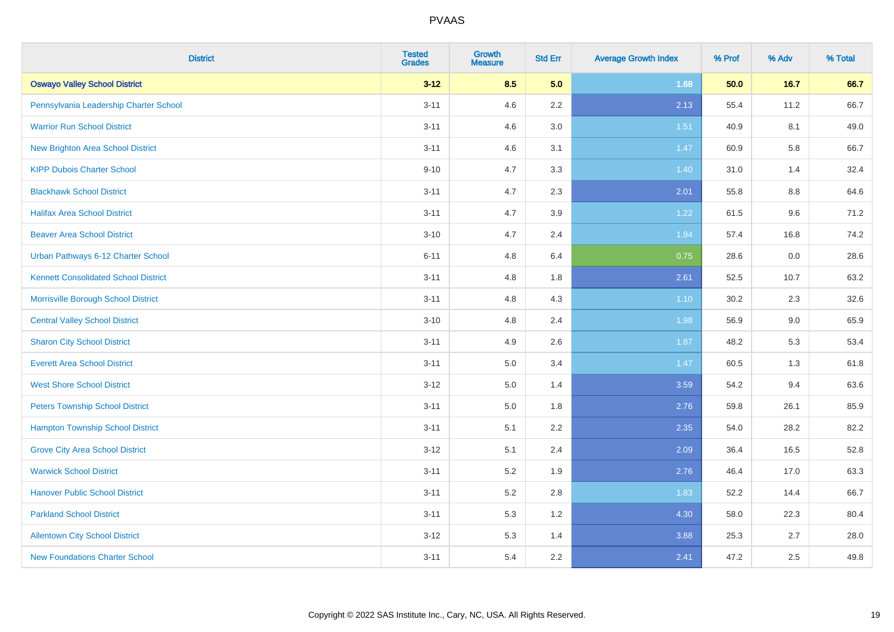| District | Tested Grades | Growth Measure | Std Err | Average Growth Index | % Prof | % Adv | % Total |
|---|---|---|---|---|---|---|---|
| **Oswayo Valley School District** | **3-12** | **8.5** | **5.0** | **1.68** | **50.0** | **16.7** | **66.7** |
| Pennsylvania Leadership Charter School | 3-11 | 4.6 | 2.2 | 2.13 | 55.4 | 11.2 | 66.7 |
| Warrior Run School District | 3-11 | 4.6 | 3.0 | 1.51 | 40.9 | 8.1 | 49.0 |
| New Brighton Area School District | 3-11 | 4.6 | 3.1 | 1.47 | 60.9 | 5.8 | 66.7 |
| KIPP Dubois Charter School | 9-10 | 4.7 | 3.3 | 1.40 | 31.0 | 1.4 | 32.4 |
| Blackhawk School District | 3-11 | 4.7 | 2.3 | 2.01 | 55.8 | 8.8 | 64.6 |
| Halifax Area School District | 3-11 | 4.7 | 3.9 | 1.22 | 61.5 | 9.6 | 71.2 |
| Beaver Area School District | 3-10 | 4.7 | 2.4 | 1.94 | 57.4 | 16.8 | 74.2 |
| Urban Pathways 6-12 Charter School | 6-11 | 4.8 | 6.4 | 0.75 | 28.6 | 0.0 | 28.6 |
| Kennett Consolidated School District | 3-11 | 4.8 | 1.8 | 2.61 | 52.5 | 10.7 | 63.2 |
| Morrisville Borough School District | 3-11 | 4.8 | 4.3 | 1.10 | 30.2 | 2.3 | 32.6 |
| Central Valley School District | 3-10 | 4.8 | 2.4 | 1.98 | 56.9 | 9.0 | 65.9 |
| Sharon City School District | 3-11 | 4.9 | 2.6 | 1.87 | 48.2 | 5.3 | 53.4 |
| Everett Area School District | 3-11 | 5.0 | 3.4 | 1.47 | 60.5 | 1.3 | 61.8 |
| West Shore School District | 3-12 | 5.0 | 1.4 | 3.59 | 54.2 | 9.4 | 63.6 |
| Peters Township School District | 3-11 | 5.0 | 1.8 | 2.76 | 59.8 | 26.1 | 85.9 |
| Hampton Township School District | 3-11 | 5.1 | 2.2 | 2.35 | 54.0 | 28.2 | 82.2 |
| Grove City Area School District | 3-12 | 5.1 | 2.4 | 2.09 | 36.4 | 16.5 | 52.8 |
| Warwick School District | 3-11 | 5.2 | 1.9 | 2.76 | 46.4 | 17.0 | 63.3 |
| Hanover Public School District | 3-11 | 5.2 | 2.8 | 1.83 | 52.2 | 14.4 | 66.7 |
| Parkland School District | 3-11 | 5.3 | 1.2 | 4.30 | 58.0 | 22.3 | 80.4 |
| Allentown City School District | 3-12 | 5.3 | 1.4 | 3.88 | 25.3 | 2.7 | 28.0 |
| New Foundations Charter School | 3-11 | 5.4 | 2.2 | 2.41 | 47.2 | 2.5 | 49.8 |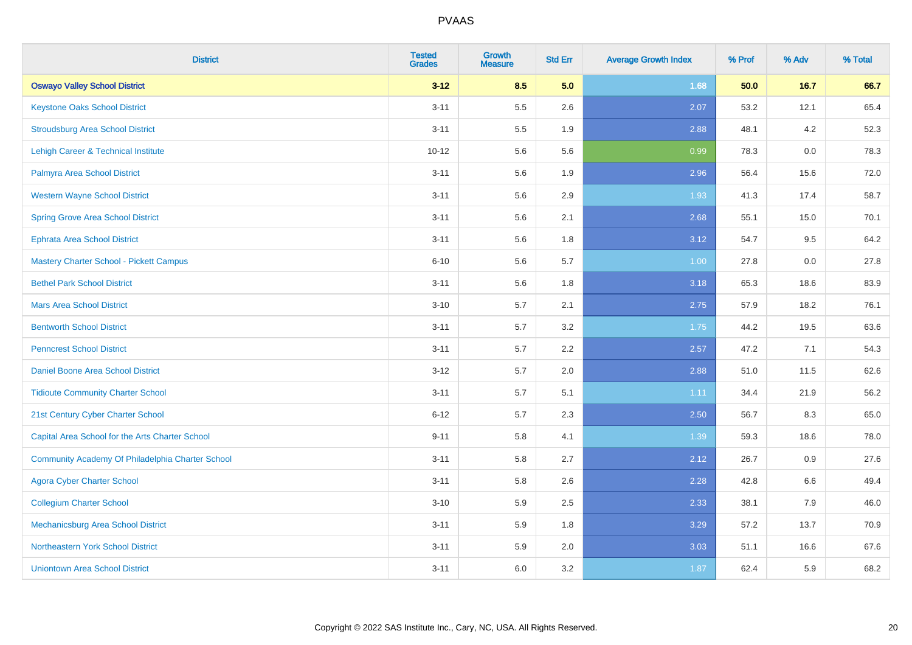| District | Tested Grades | Growth Measure | Std Err | Average Growth Index | % Prof | % Adv | % Total |
|---|---|---|---|---|---|---|---|
| **Oswayo Valley School District** | **3-12** | **8.5** | **5.0** | **1.68** | **50.0** | **16.7** | **66.7** |
| Keystone Oaks School District | 3-11 | 5.5 | 2.6 | 2.07 | 53.2 | 12.1 | 65.4 |
| Stroudsburg Area School District | 3-11 | 5.5 | 1.9 | 2.88 | 48.1 | 4.2 | 52.3 |
| Lehigh Career & Technical Institute | 10-12 | 5.6 | 5.6 | 0.99 | 78.3 | 0.0 | 78.3 |
| Palmyra Area School District | 3-11 | 5.6 | 1.9 | 2.96 | 56.4 | 15.6 | 72.0 |
| Western Wayne School District | 3-11 | 5.6 | 2.9 | 1.93 | 41.3 | 17.4 | 58.7 |
| Spring Grove Area School District | 3-11 | 5.6 | 2.1 | 2.68 | 55.1 | 15.0 | 70.1 |
| Ephrata Area School District | 3-11 | 5.6 | 1.8 | 3.12 | 54.7 | 9.5 | 64.2 |
| Mastery Charter School - Pickett Campus | 6-10 | 5.6 | 5.7 | 1.00 | 27.8 | 0.0 | 27.8 |
| Bethel Park School District | 3-11 | 5.6 | 1.8 | 3.18 | 65.3 | 18.6 | 83.9 |
| Mars Area School District | 3-10 | 5.7 | 2.1 | 2.75 | 57.9 | 18.2 | 76.1 |
| Bentworth School District | 3-11 | 5.7 | 3.2 | 1.75 | 44.2 | 19.5 | 63.6 |
| Penncrest School District | 3-11 | 5.7 | 2.2 | 2.57 | 47.2 | 7.1 | 54.3 |
| Daniel Boone Area School District | 3-12 | 5.7 | 2.0 | 2.88 | 51.0 | 11.5 | 62.6 |
| Tidioute Community Charter School | 3-11 | 5.7 | 5.1 | 1.11 | 34.4 | 21.9 | 56.2 |
| 21st Century Cyber Charter School | 6-12 | 5.7 | 2.3 | 2.50 | 56.7 | 8.3 | 65.0 |
| Capital Area School for the Arts Charter School | 9-11 | 5.8 | 4.1 | 1.39 | 59.3 | 18.6 | 78.0 |
| Community Academy Of Philadelphia Charter School | 3-11 | 5.8 | 2.7 | 2.12 | 26.7 | 0.9 | 27.6 |
| Agora Cyber Charter School | 3-11 | 5.8 | 2.6 | 2.28 | 42.8 | 6.6 | 49.4 |
| Collegium Charter School | 3-10 | 5.9 | 2.5 | 2.33 | 38.1 | 7.9 | 46.0 |
| Mechanicsburg Area School District | 3-11 | 5.9 | 1.8 | 3.29 | 57.2 | 13.7 | 70.9 |
| Northeastern York School District | 3-11 | 5.9 | 2.0 | 3.03 | 51.1 | 16.6 | 67.6 |
| Uniontown Area School District | 3-11 | 6.0 | 3.2 | 1.87 | 62.4 | 5.9 | 68.2 |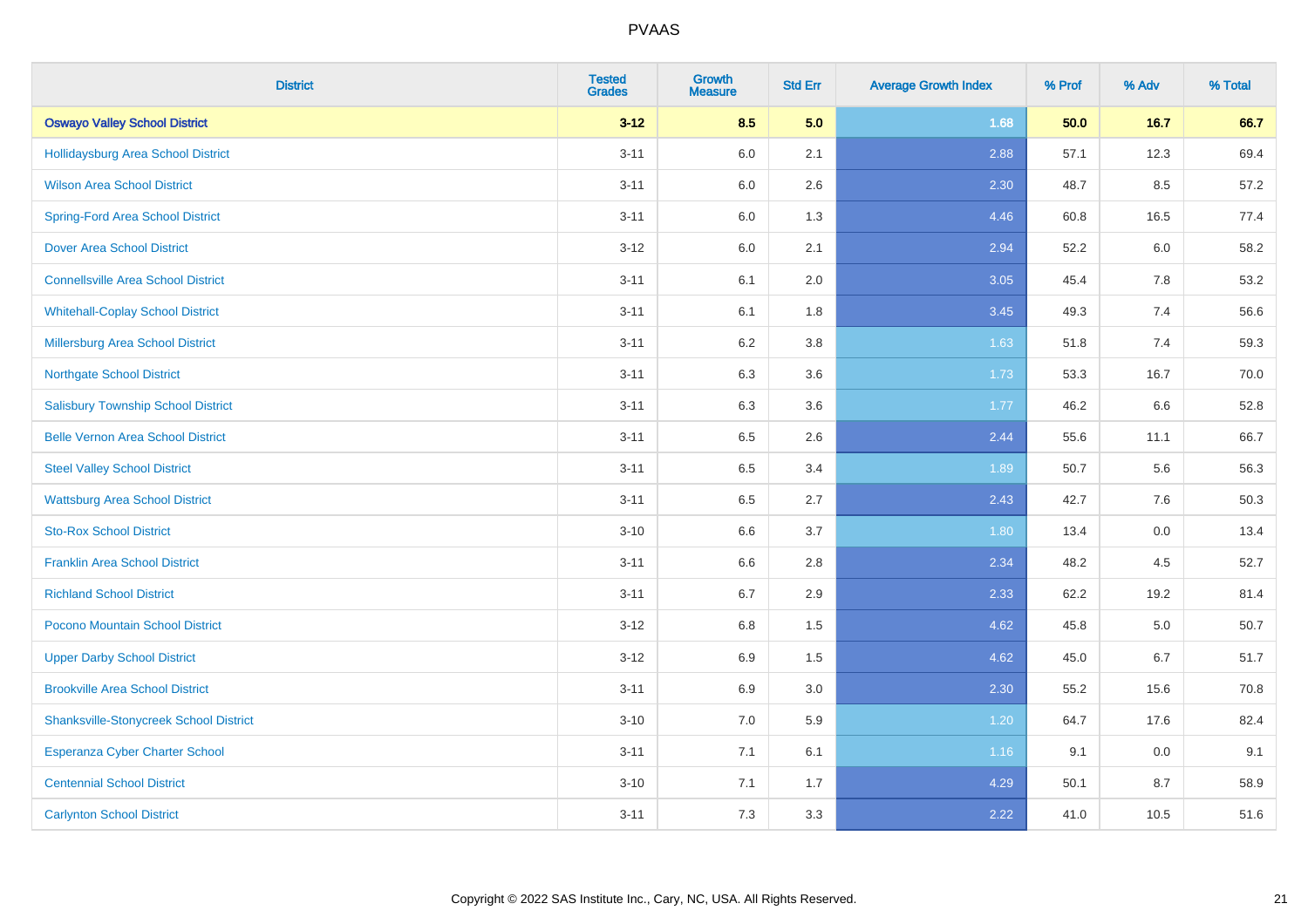# PVAAS

| District | Tested Grades | Growth Measure | Std Err | Average Growth Index | % Prof | % Adv | % Total |
|---|---|---|---|---|---|---|---|
| **Oswayo Valley School District** | **3-12** | **8.5** | **5.0** | **1.68** | **50.0** | **16.7** | **66.7** |
| Hollidaysburg Area School District | 3-11 | 6.0 | 2.1 | 2.88 | 57.1 | 12.3 | 69.4 |
| Wilson Area School District | 3-11 | 6.0 | 2.6 | 2.30 | 48.7 | 8.5 | 57.2 |
| Spring-Ford Area School District | 3-11 | 6.0 | 1.3 | 4.46 | 60.8 | 16.5 | 77.4 |
| Dover Area School District | 3-12 | 6.0 | 2.1 | 2.94 | 52.2 | 6.0 | 58.2 |
| Connellsville Area School District | 3-11 | 6.1 | 2.0 | 3.05 | 45.4 | 7.8 | 53.2 |
| Whitehall-Coplay School District | 3-11 | 6.1 | 1.8 | 3.45 | 49.3 | 7.4 | 56.6 |
| Millersburg Area School District | 3-11 | 6.2 | 3.8 | 1.63 | 51.8 | 7.4 | 59.3 |
| Northgate School District | 3-11 | 6.3 | 3.6 | 1.73 | 53.3 | 16.7 | 70.0 |
| Salisbury Township School District | 3-11 | 6.3 | 3.6 | 1.77 | 46.2 | 6.6 | 52.8 |
| Belle Vernon Area School District | 3-11 | 6.5 | 2.6 | 2.44 | 55.6 | 11.1 | 66.7 |
| Steel Valley School District | 3-11 | 6.5 | 3.4 | 1.89 | 50.7 | 5.6 | 56.3 |
| Wattsburg Area School District | 3-11 | 6.5 | 2.7 | 2.43 | 42.7 | 7.6 | 50.3 |
| Sto-Rox School District | 3-10 | 6.6 | 3.7 | 1.80 | 13.4 | 0.0 | 13.4 |
| Franklin Area School District | 3-11 | 6.6 | 2.8 | 2.34 | 48.2 | 4.5 | 52.7 |
| Richland School District | 3-11 | 6.7 | 2.9 | 2.33 | 62.2 | 19.2 | 81.4 |
| Pocono Mountain School District | 3-12 | 6.8 | 1.5 | 4.62 | 45.8 | 5.0 | 50.7 |
| Upper Darby School District | 3-12 | 6.9 | 1.5 | 4.62 | 45.0 | 6.7 | 51.7 |
| Brookville Area School District | 3-11 | 6.9 | 3.0 | 2.30 | 55.2 | 15.6 | 70.8 |
| Shanksville-Stonycreek School District | 3-10 | 7.0 | 5.9 | 1.20 | 64.7 | 17.6 | 82.4 |
| Esperanza Cyber Charter School | 3-11 | 7.1 | 6.1 | 1.16 | 9.1 | 0.0 | 9.1 |
| Centennial School District | 3-10 | 7.1 | 1.7 | 4.29 | 50.1 | 8.7 | 58.9 |
| Carlynton School District | 3-11 | 7.3 | 3.3 | 2.22 | 41.0 | 10.5 | 51.6 |

Copyright © 2022 SAS Institute Inc., Cary, NC, USA. All Rights Reserved.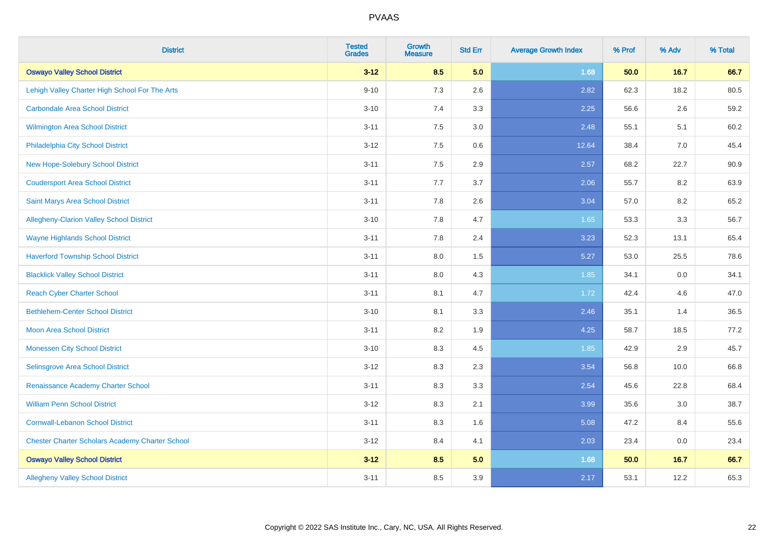# PVAAS

| District | Tested Grades | Growth Measure | Std Err | Average Growth Index | % Prof | % Adv | % Total |
|---|---|---|---|---|---|---|---|
| **Oswayo Valley School District** | **3-12** | **8.5** | **5.0** | **1.68** | **50.0** | **16.7** | **66.7** |
| Lehigh Valley Charter High School For The Arts | 9-10 | 7.3 | 2.6 | 2.82 | 62.3 | 18.2 | 80.5 |
| Carbondale Area School District | 3-10 | 7.4 | 3.3 | 2.25 | 56.6 | 2.6 | 59.2 |
| Wilmington Area School District | 3-11 | 7.5 | 3.0 | 2.48 | 55.1 | 5.1 | 60.2 |
| Philadelphia City School District | 3-12 | 7.5 | 0.6 | 12.64 | 38.4 | 7.0 | 45.4 |
| New Hope-Solebury School District | 3-11 | 7.5 | 2.9 | 2.57 | 68.2 | 22.7 | 90.9 |
| Coudersport Area School District | 3-11 | 7.7 | 3.7 | 2.06 | 55.7 | 8.2 | 63.9 |
| Saint Marys Area School District | 3-11 | 7.8 | 2.6 | 3.04 | 57.0 | 8.2 | 65.2 |
| Allegheny-Clarion Valley School District | 3-10 | 7.8 | 4.7 | 1.65 | 53.3 | 3.3 | 56.7 |
| Wayne Highlands School District | 3-11 | 7.8 | 2.4 | 3.23 | 52.3 | 13.1 | 65.4 |
| Haverford Township School District | 3-11 | 8.0 | 1.5 | 5.27 | 53.0 | 25.5 | 78.6 |
| Blacklick Valley School District | 3-11 | 8.0 | 4.3 | 1.85 | 34.1 | 0.0 | 34.1 |
| Reach Cyber Charter School | 3-11 | 8.1 | 4.7 | 1.72 | 42.4 | 4.6 | 47.0 |
| Bethlehem-Center School District | 3-10 | 8.1 | 3.3 | 2.46 | 35.1 | 1.4 | 36.5 |
| Moon Area School District | 3-11 | 8.2 | 1.9 | 4.25 | 58.7 | 18.5 | 77.2 |
| Monessen City School District | 3-10 | 8.3 | 4.5 | 1.85 | 42.9 | 2.9 | 45.7 |
| Selinsgrove Area School District | 3-12 | 8.3 | 2.3 | 3.54 | 56.8 | 10.0 | 66.8 |
| Renaissance Academy Charter School | 3-11 | 8.3 | 3.3 | 2.54 | 45.6 | 22.8 | 68.4 |
| William Penn School District | 3-12 | 8.3 | 2.1 | 3.99 | 35.6 | 3.0 | 38.7 |
| Cornwall-Lebanon School District | 3-11 | 8.3 | 1.6 | 5.08 | 47.2 | 8.4 | 55.6 |
| Chester Charter Scholars Academy Charter School | 3-12 | 8.4 | 4.1 | 2.03 | 23.4 | 0.0 | 23.4 |
| **Oswayo Valley School District** | **3-12** | **8.5** | **5.0** | **1.68** | **50.0** | **16.7** | **66.7** |
| Allegheny Valley School District | 3-11 | 8.5 | 3.9 | 2.17 | 53.1 | 12.2 | 65.3 |

Copyright © 2022 SAS Institute Inc., Cary, NC, USA. All Rights Reserved.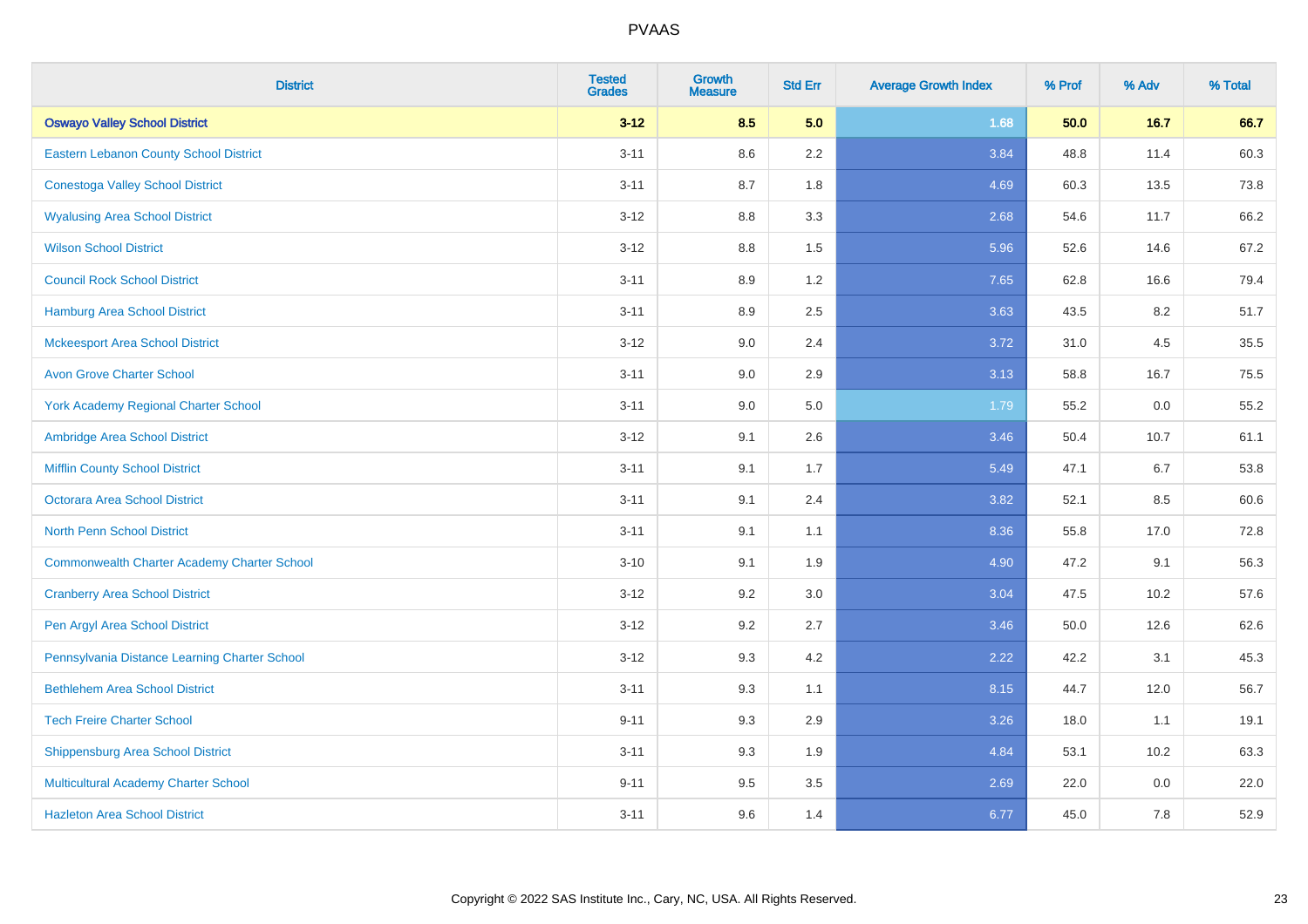# PVAAS

| District | Tested Grades | Growth Measure | Std Err | Average Growth Index | % Prof | % Adv | % Total |
|---|---|---|---|---|---|---|---|
| **Oswayo Valley School District** | **3-12** | **8.5** | **5.0** | **1.68** | **50.0** | **16.7** | **66.7** |
| Eastern Lebanon County School District | 3-11 | 8.6 | 2.2 | 3.84 | 48.8 | 11.4 | 60.3 |
| Conestoga Valley School District | 3-11 | 8.7 | 1.8 | 4.69 | 60.3 | 13.5 | 73.8 |
| Wyalusing Area School District | 3-12 | 8.8 | 3.3 | 2.68 | 54.6 | 11.7 | 66.2 |
| Wilson School District | 3-12 | 8.8 | 1.5 | 5.96 | 52.6 | 14.6 | 67.2 |
| Council Rock School District | 3-11 | 8.9 | 1.2 | 7.65 | 62.8 | 16.6 | 79.4 |
| Hamburg Area School District | 3-11 | 8.9 | 2.5 | 3.63 | 43.5 | 8.2 | 51.7 |
| Mckeesport Area School District | 3-12 | 9.0 | 2.4 | 3.72 | 31.0 | 4.5 | 35.5 |
| Avon Grove Charter School | 3-11 | 9.0 | 2.9 | 3.13 | 58.8 | 16.7 | 75.5 |
| York Academy Regional Charter School | 3-11 | 9.0 | 5.0 | 1.79 | 55.2 | 0.0 | 55.2 |
| Ambridge Area School District | 3-12 | 9.1 | 2.6 | 3.46 | 50.4 | 10.7 | 61.1 |
| Mifflin County School District | 3-11 | 9.1 | 1.7 | 5.49 | 47.1 | 6.7 | 53.8 |
| Octorara Area School District | 3-11 | 9.1 | 2.4 | 3.82 | 52.1 | 8.5 | 60.6 |
| North Penn School District | 3-11 | 9.1 | 1.1 | 8.36 | 55.8 | 17.0 | 72.8 |
| Commonwealth Charter Academy Charter School | 3-10 | 9.1 | 1.9 | 4.90 | 47.2 | 9.1 | 56.3 |
| Cranberry Area School District | 3-12 | 9.2 | 3.0 | 3.04 | 47.5 | 10.2 | 57.6 |
| Pen Argyl Area School District | 3-12 | 9.2 | 2.7 | 3.46 | 50.0 | 12.6 | 62.6 |
| Pennsylvania Distance Learning Charter School | 3-12 | 9.3 | 4.2 | 2.22 | 42.2 | 3.1 | 45.3 |
| Bethlehem Area School District | 3-11 | 9.3 | 1.1 | 8.15 | 44.7 | 12.0 | 56.7 |
| Tech Freire Charter School | 9-11 | 9.3 | 2.9 | 3.26 | 18.0 | 1.1 | 19.1 |
| Shippensburg Area School District | 3-11 | 9.3 | 1.9 | 4.84 | 53.1 | 10.2 | 63.3 |
| Multicultural Academy Charter School | 9-11 | 9.5 | 3.5 | 2.69 | 22.0 | 0.0 | 22.0 |
| Hazleton Area School District | 3-11 | 9.6 | 1.4 | 6.77 | 45.0 | 7.8 | 52.9 |

Copyright © 2022 SAS Institute Inc., Cary, NC, USA. All Rights Reserved.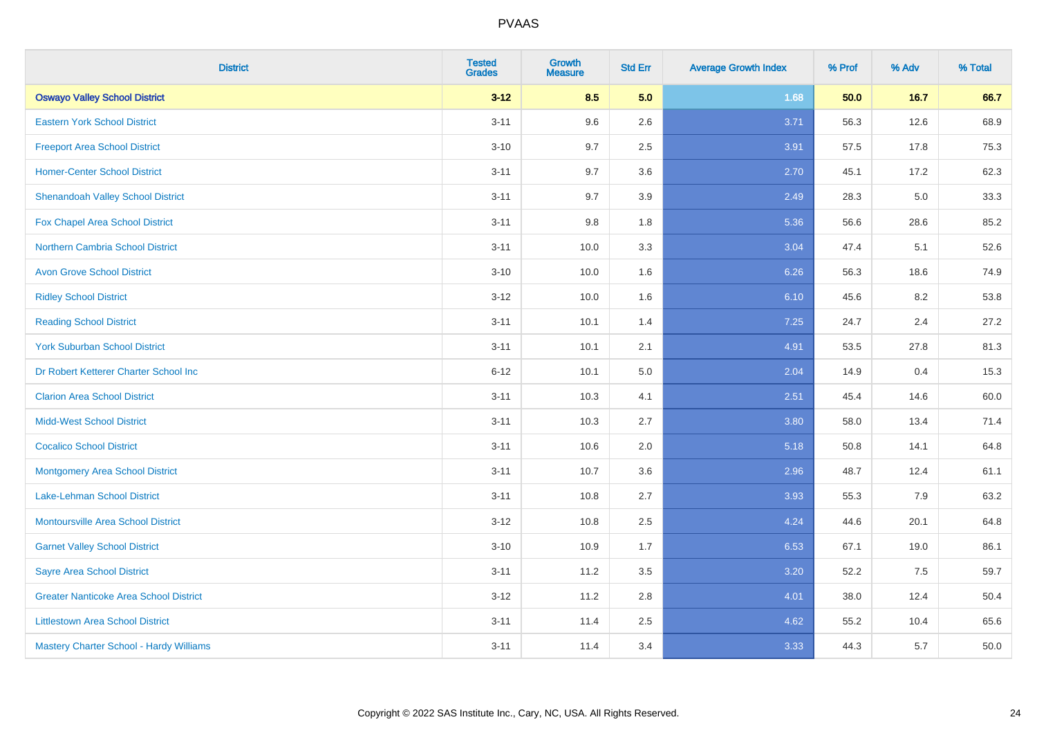# PVAAS

| District | Tested Grades | Growth Measure | Std Err | Average Growth Index | % Prof | % Adv | % Total |
|---|---|---|---|---|---|---|---|
| **Oswayo Valley School District** | **3-12** | **8.5** | **5.0** | **1.68** | **50.0** | **16.7** | **66.7** |
| Eastern York School District | 3-11 | 9.6 | 2.6 | 3.71 | 56.3 | 12.6 | 68.9 |
| Freeport Area School District | 3-10 | 9.7 | 2.5 | 3.91 | 57.5 | 17.8 | 75.3 |
| Homer-Center School District | 3-11 | 9.7 | 3.6 | 2.70 | 45.1 | 17.2 | 62.3 |
| Shenandoah Valley School District | 3-11 | 9.7 | 3.9 | 2.49 | 28.3 | 5.0 | 33.3 |
| Fox Chapel Area School District | 3-11 | 9.8 | 1.8 | 5.36 | 56.6 | 28.6 | 85.2 |
| Northern Cambria School District | 3-11 | 10.0 | 3.3 | 3.04 | 47.4 | 5.1 | 52.6 |
| Avon Grove School District | 3-10 | 10.0 | 1.6 | 6.26 | 56.3 | 18.6 | 74.9 |
| Ridley School District | 3-12 | 10.0 | 1.6 | 6.10 | 45.6 | 8.2 | 53.8 |
| Reading School District | 3-11 | 10.1 | 1.4 | 7.25 | 24.7 | 2.4 | 27.2 |
| York Suburban School District | 3-11 | 10.1 | 2.1 | 4.91 | 53.5 | 27.8 | 81.3 |
| Dr Robert Ketterer Charter School Inc | 6-12 | 10.1 | 5.0 | 2.04 | 14.9 | 0.4 | 15.3 |
| Clarion Area School District | 3-11 | 10.3 | 4.1 | 2.51 | 45.4 | 14.6 | 60.0 |
| Midd-West School District | 3-11 | 10.3 | 2.7 | 3.80 | 58.0 | 13.4 | 71.4 |
| Cocalico School District | 3-11 | 10.6 | 2.0 | 5.18 | 50.8 | 14.1 | 64.8 |
| Montgomery Area School District | 3-11 | 10.7 | 3.6 | 2.96 | 48.7 | 12.4 | 61.1 |
| Lake-Lehman School District | 3-11 | 10.8 | 2.7 | 3.93 | 55.3 | 7.9 | 63.2 |
| Montoursville Area School District | 3-12 | 10.8 | 2.5 | 4.24 | 44.6 | 20.1 | 64.8 |
| Garnet Valley School District | 3-10 | 10.9 | 1.7 | 6.53 | 67.1 | 19.0 | 86.1 |
| Sayre Area School District | 3-11 | 11.2 | 3.5 | 3.20 | 52.2 | 7.5 | 59.7 |
| Greater Nanticoke Area School District | 3-12 | 11.2 | 2.8 | 4.01 | 38.0 | 12.4 | 50.4 |
| Littlestown Area School District | 3-11 | 11.4 | 2.5 | 4.62 | 55.2 | 10.4 | 65.6 |
| Mastery Charter School - Hardy Williams | 3-11 | 11.4 | 3.4 | 3.33 | 44.3 | 5.7 | 50.0 |

Copyright © 2022 SAS Institute Inc., Cary, NC, USA. All Rights Reserved.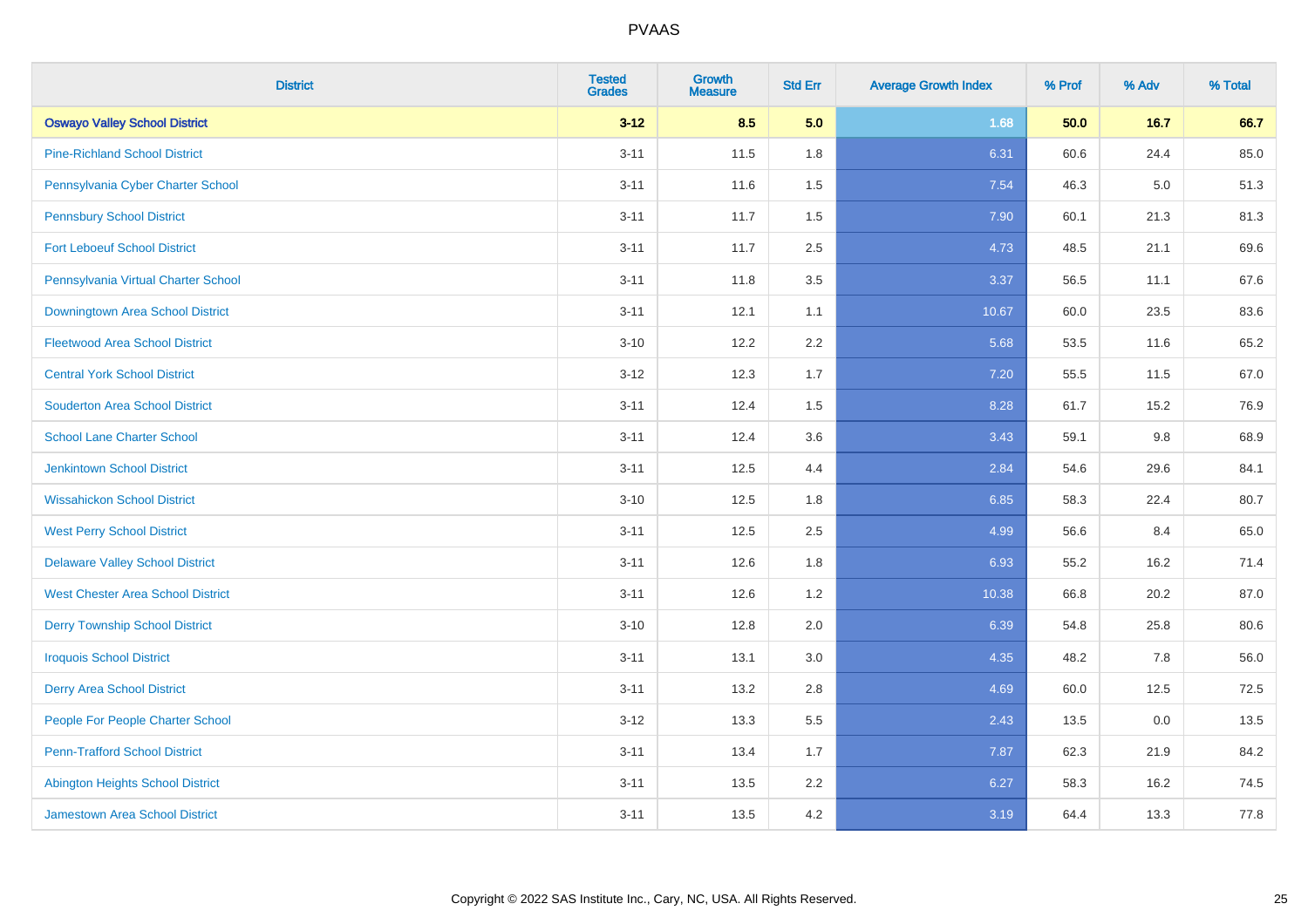| District | Tested Grades | Growth Measure | Std Err | Average Growth Index | % Prof | % Adv | % Total |
|---|---|---|---|---|---|---|---|
| **Oswayo Valley School District** | **3-12** | **8.5** | **5.0** | **1.68** | **50.0** | **16.7** | **66.7** |
| Pine-Richland School District | 3-11 | 11.5 | 1.8 | 6.31 | 60.6 | 24.4 | 85.0 |
| Pennsylvania Cyber Charter School | 3-11 | 11.6 | 1.5 | 7.54 | 46.3 | 5.0 | 51.3 |
| Pennsbury School District | 3-11 | 11.7 | 1.5 | 7.90 | 60.1 | 21.3 | 81.3 |
| Fort Leboeuf School District | 3-11 | 11.7 | 2.5 | 4.73 | 48.5 | 21.1 | 69.6 |
| Pennsylvania Virtual Charter School | 3-11 | 11.8 | 3.5 | 3.37 | 56.5 | 11.1 | 67.6 |
| Downingtown Area School District | 3-11 | 12.1 | 1.1 | 10.67 | 60.0 | 23.5 | 83.6 |
| Fleetwood Area School District | 3-10 | 12.2 | 2.2 | 5.68 | 53.5 | 11.6 | 65.2 |
| Central York School District | 3-12 | 12.3 | 1.7 | 7.20 | 55.5 | 11.5 | 67.0 |
| Souderton Area School District | 3-11 | 12.4 | 1.5 | 8.28 | 61.7 | 15.2 | 76.9 |
| School Lane Charter School | 3-11 | 12.4 | 3.6 | 3.43 | 59.1 | 9.8 | 68.9 |
| Jenkintown School District | 3-11 | 12.5 | 4.4 | 2.84 | 54.6 | 29.6 | 84.1 |
| Wissahickon School District | 3-10 | 12.5 | 1.8 | 6.85 | 58.3 | 22.4 | 80.7 |
| West Perry School District | 3-11 | 12.5 | 2.5 | 4.99 | 56.6 | 8.4 | 65.0 |
| Delaware Valley School District | 3-11 | 12.6 | 1.8 | 6.93 | 55.2 | 16.2 | 71.4 |
| West Chester Area School District | 3-11 | 12.6 | 1.2 | 10.38 | 66.8 | 20.2 | 87.0 |
| Derry Township School District | 3-10 | 12.8 | 2.0 | 6.39 | 54.8 | 25.8 | 80.6 |
| Iroquois School District | 3-11 | 13.1 | 3.0 | 4.35 | 48.2 | 7.8 | 56.0 |
| Derry Area School District | 3-11 | 13.2 | 2.8 | 4.69 | 60.0 | 12.5 | 72.5 |
| People For People Charter School | 3-12 | 13.3 | 5.5 | 2.43 | 13.5 | 0.0 | 13.5 |
| Penn-Trafford School District | 3-11 | 13.4 | 1.7 | 7.87 | 62.3 | 21.9 | 84.2 |
| Abington Heights School District | 3-11 | 13.5 | 2.2 | 6.27 | 58.3 | 16.2 | 74.5 |
| Jamestown Area School District | 3-11 | 13.5 | 4.2 | 3.19 | 64.4 | 13.3 | 77.8 |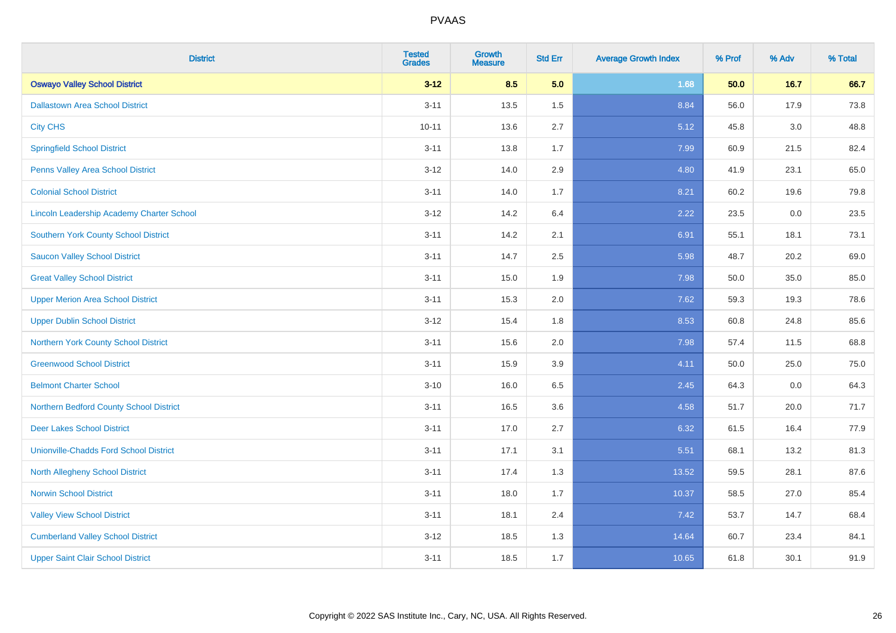| District | Tested Grades | Growth Measure | Std Err | Average Growth Index | % Prof | % Adv | % Total |
|---|---|---|---|---|---|---|---|
| **Oswayo Valley School District** | **3-12** | **8.5** | **5.0** | **1.68** | **50.0** | **16.7** | **66.7** |
| Dallastown Area School District | 3-11 | 13.5 | 1.5 | 8.84 | 56.0 | 17.9 | 73.8 |
| City CHS | 10-11 | 13.6 | 2.7 | 5.12 | 45.8 | 3.0 | 48.8 |
| Springfield School District | 3-11 | 13.8 | 1.7 | 7.99 | 60.9 | 21.5 | 82.4 |
| Penns Valley Area School District | 3-12 | 14.0 | 2.9 | 4.80 | 41.9 | 23.1 | 65.0 |
| Colonial School District | 3-11 | 14.0 | 1.7 | 8.21 | 60.2 | 19.6 | 79.8 |
| Lincoln Leadership Academy Charter School | 3-12 | 14.2 | 6.4 | 2.22 | 23.5 | 0.0 | 23.5 |
| Southern York County School District | 3-11 | 14.2 | 2.1 | 6.91 | 55.1 | 18.1 | 73.1 |
| Saucon Valley School District | 3-11 | 14.7 | 2.5 | 5.98 | 48.7 | 20.2 | 69.0 |
| Great Valley School District | 3-11 | 15.0 | 1.9 | 7.98 | 50.0 | 35.0 | 85.0 |
| Upper Merion Area School District | 3-11 | 15.3 | 2.0 | 7.62 | 59.3 | 19.3 | 78.6 |
| Upper Dublin School District | 3-12 | 15.4 | 1.8 | 8.53 | 60.8 | 24.8 | 85.6 |
| Northern York County School District | 3-11 | 15.6 | 2.0 | 7.98 | 57.4 | 11.5 | 68.8 |
| Greenwood School District | 3-11 | 15.9 | 3.9 | 4.11 | 50.0 | 25.0 | 75.0 |
| Belmont Charter School | 3-10 | 16.0 | 6.5 | 2.45 | 64.3 | 0.0 | 64.3 |
| Northern Bedford County School District | 3-11 | 16.5 | 3.6 | 4.58 | 51.7 | 20.0 | 71.7 |
| Deer Lakes School District | 3-11 | 17.0 | 2.7 | 6.32 | 61.5 | 16.4 | 77.9 |
| Unionville-Chadds Ford School District | 3-11 | 17.1 | 3.1 | 5.51 | 68.1 | 13.2 | 81.3 |
| North Allegheny School District | 3-11 | 17.4 | 1.3 | 13.52 | 59.5 | 28.1 | 87.6 |
| Norwin School District | 3-11 | 18.0 | 1.7 | 10.37 | 58.5 | 27.0 | 85.4 |
| Valley View School District | 3-11 | 18.1 | 2.4 | 7.42 | 53.7 | 14.7 | 68.4 |
| Cumberland Valley School District | 3-12 | 18.5 | 1.3 | 14.64 | 60.7 | 23.4 | 84.1 |
| Upper Saint Clair School District | 3-11 | 18.5 | 1.7 | 10.65 | 61.8 | 30.1 | 91.9 |

Copyright © 2022 SAS Institute Inc., Cary, NC, USA. All Rights Reserved.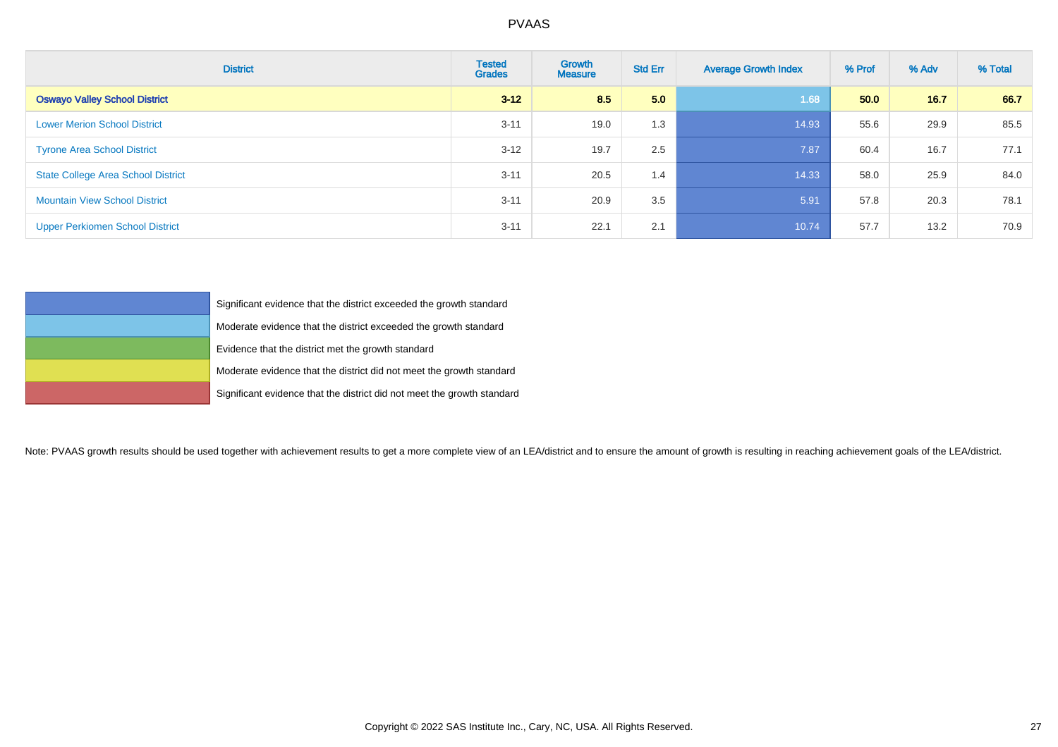# PVAAS

| District | Tested Grades | Growth Measure | Std Err | Average Growth Index | % Prof | % Adv | % Total |
|---|---|---|---|---|---|---|---|
| **Oswayo Valley School District** | **3-12** | **8.5** | **5.0** | **1.68** | **50.0** | **16.7** | **66.7** |
| Lower Merion School District | 3-11 | 19.0 | 1.3 | 14.93 | 55.6 | 29.9 | 85.5 |
| Tyrone Area School District | 3-12 | 19.7 | 2.5 | 7.87 | 60.4 | 16.7 | 77.1 |
| State College Area School District | 3-11 | 20.5 | 1.4 | 14.33 | 58.0 | 25.9 | 84.0 |
| Mountain View School District | 3-11 | 20.9 | 3.5 | 5.91 | 57.8 | 20.3 | 78.1 |
| Upper Perkiomen School District | 3-11 | 22.1 | 2.1 | 10.74 | 57.7 | 13.2 | 70.9 |

Significant evidence that the district exceeded the growth standard

Moderate evidence that the district exceeded the growth standard

Evidence that the district met the growth standard

Moderate evidence that the district did not meet the growth standard

Significant evidence that the district did not meet the growth standard

Note: PVAAS growth results should be used together with achievement results to get a more complete view of an LEA/district and to ensure the amount of growth is resulting in reaching achievement goals of the LEA/district.

Copyright © 2022 SAS Institute Inc., Cary, NC, USA. All Rights Reserved.